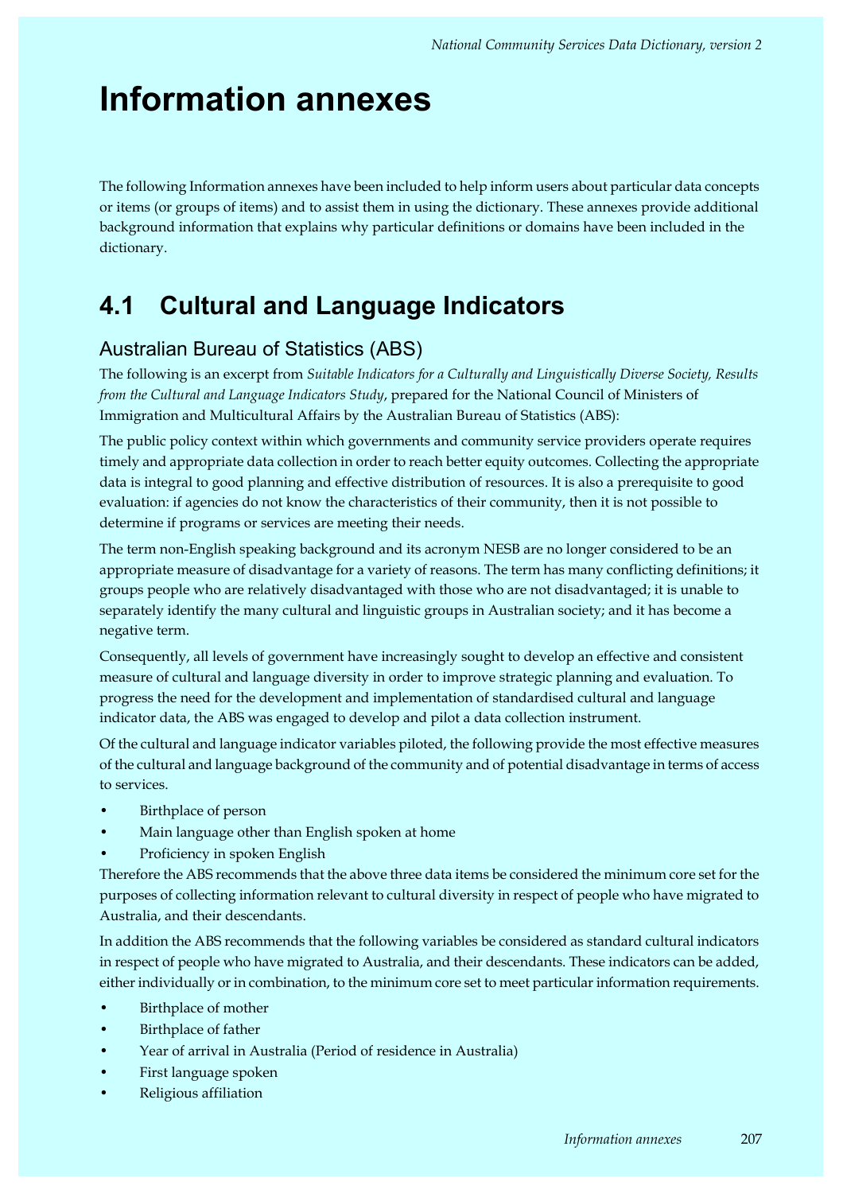# Information annexes

The following Information annexes have been included to help inform users about particular data concepts or items (or groups of items) and to assist them in using the dictionary. These annexes provide additional background information that explains why particular definitions or domains have been included in the dictionary.

## 4.1 Cultural and Language Indicators

### Australian Bureau of Statistics (ABS)

The following is an excerpt from *Suitable Indicators for a Culturally and Linguistically Diverse Society, Results from the Cultural and Language Indicators Study*, prepared for the National Council of Ministers of Immigration and Multicultural Affairs by the Australian Bureau of Statistics (ABS):

The public policy context within which governments and community service providers operate requires timely and appropriate data collection in order to reach better equity outcomes. Collecting the appropriate data is integral to good planning and effective distribution of resources. It is also a prerequisite to good evaluation: if agencies do not know the characteristics of their community, then it is not possible to determine if programs or services are meeting their needs.

The term non-English speaking background and its acronym NESB are no longer considered to be an appropriate measure of disadvantage for a variety of reasons. The term has many conflicting definitions; it groups people who are relatively disadvantaged with those who are not disadvantaged; it is unable to separately identify the many cultural and linguistic groups in Australian society; and it has become a negative term.

Consequently, all levels of government have increasingly sought to develop an effective and consistent measure of cultural and language diversity in order to improve strategic planning and evaluation. To progress the need for the development and implementation of standardised cultural and language indicator data, the ABS was engaged to develop and pilot a data collection instrument.

Of the cultural and language indicator variables piloted, the following provide the most effective measures of the cultural and language background of the community and of potential disadvantage in terms of access to services.

- Birthplace of person
- Main language other than English spoken at home
- Proficiency in spoken English

Therefore the ABS recommends that the above three data items be considered the minimum core set for the purposes of collecting information relevant to cultural diversity in respect of people who have migrated to Australia, and their descendants.

In addition the ABS recommends that the following variables be considered as standard cultural indicators in respect of people who have migrated to Australia, and their descendants. These indicators can be added, either individually or in combination, to the minimum core set to meet particular information requirements.

- Birthplace of mother
- Birthplace of father
- Year of arrival in Australia (Period of residence in Australia)
- First language spoken
- Religious affiliation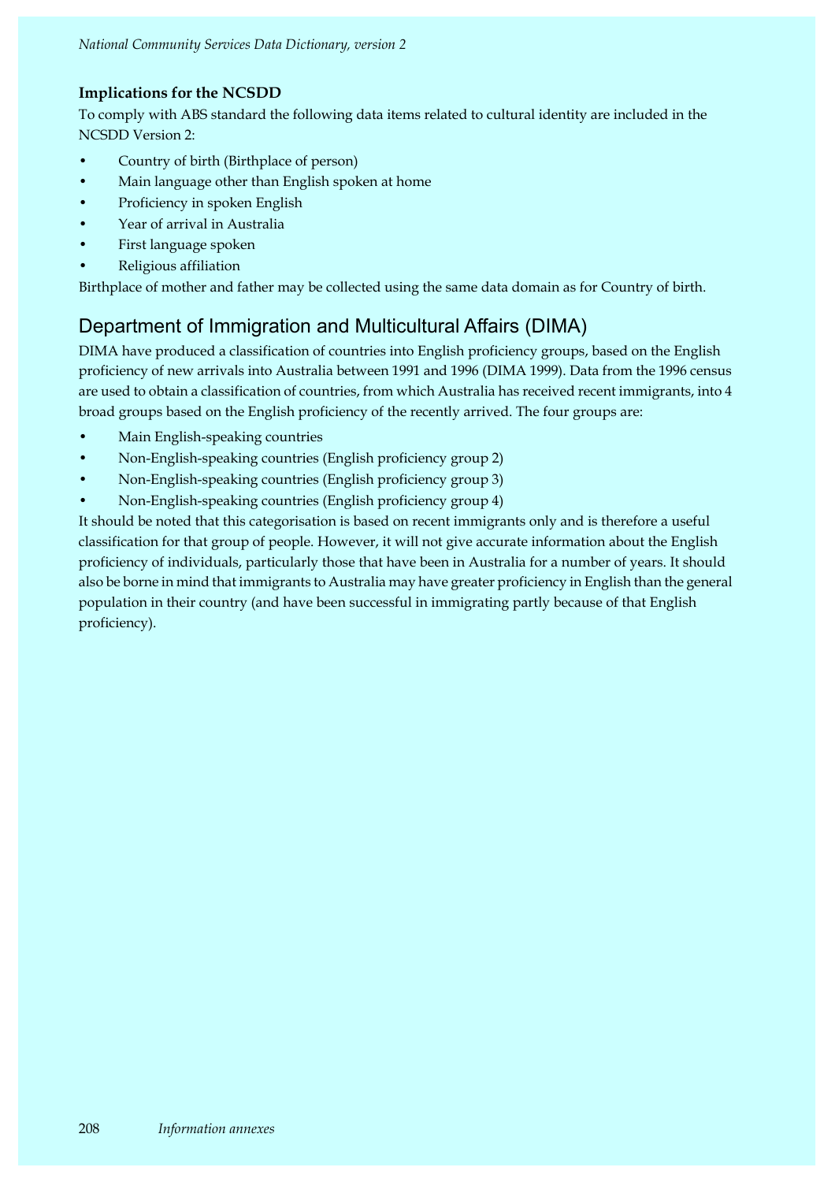**Implications for the NCSDD**

To comply with ABS standard the following data items related to cultural identity are included in the NCSDD Version 2:

- Country of birth (Birthplace of person)
- Main language other than English spoken at home
- Proficiency in spoken English
- Year of arrival in Australia
- First language spoken
- Religious affiliation

Birthplace of mother and father may be collected using the same data domain as for Country of birth.

## Department of Immigration and Multicultural Affairs (DIMA)

DIMA have produced a classification of countries into English proficiency groups, based on the English proficiency of new arrivals into Australia between 1991 and 1996 (DIMA 1999). Data from the 1996 census are used to obtain a classification of countries, from which Australia has received recent immigrants, into 4 broad groups based on the English proficiency of the recently arrived. The four groups are:

- Main English-speaking countries
- Non-English-speaking countries (English proficiency group 2)
- Non-English-speaking countries (English proficiency group 3)
- Non-English-speaking countries (English proficiency group 4)

It should be noted that this categorisation is based on recent immigrants only and is therefore a useful classification for that group of people. However, it will not give accurate information about the English proficiency of individuals, particularly those that have been in Australia for a number of years. It should also be borne in mind that immigrants to Australia may have greater proficiency in English than the general population in their country (and have been successful in immigrating partly because of that English proficiency).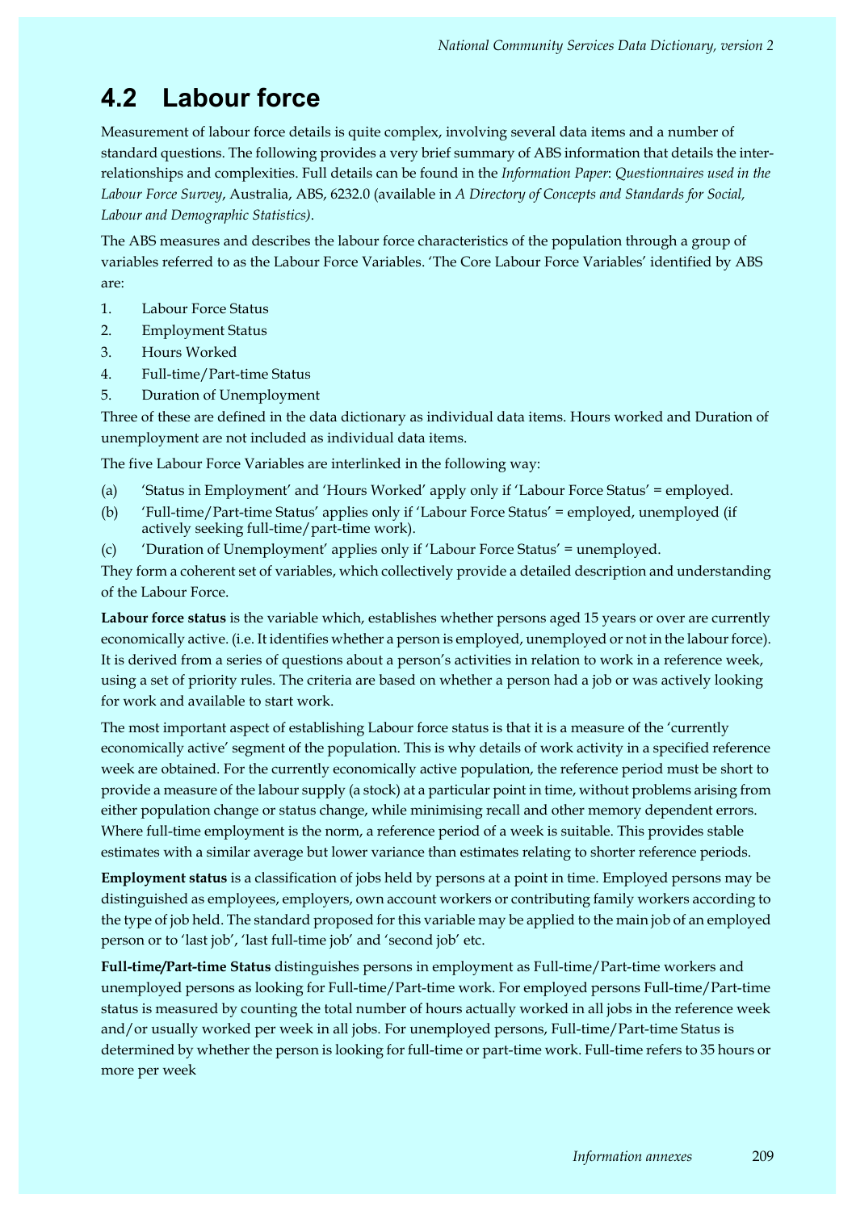## 4.2 Labour force

Measurement of labour force details is quite complex, involving several data items and a number of standard questions. The following provides a very brief summary of ABS information that details the inter-relationships and complexities. Full details can be found in the *Information Paper*: *Questionnaires used in the Labour Force Survey*, Australia, ABS, 6232.0 (available in *A Directory of Concepts and Standards for Social, Labour and Demographic Statistics)*.

The ABS measures and describes the labour force characteristics of the population through a group of variables referred to as the Labour Force Variables. 'The Core Labour Force Variables' identified by ABS are:

1. Labour Force Status
2. Employment Status
3. Hours Worked
4. Full-time/Part-time Status
5. Duration of Unemployment

Three of these are defined in the data dictionary as individual data items. Hours worked and Duration of unemployment are not included as individual data items.

The five Labour Force Variables are interlinked in the following way:

(a) 'Status in Employment' and 'Hours Worked' apply only if 'Labour Force Status' = employed.

(b) 'Full-time/Part-time Status' applies only if 'Labour Force Status' = employed, unemployed (if actively seeking full-time/part-time work).

(c) 'Duration of Unemployment' applies only if 'Labour Force Status' = unemployed.

They form a coherent set of variables, which collectively provide a detailed description and understanding of the Labour Force.

**Labour force status** is the variable which, establishes whether persons aged 15 years or over are currently economically active. (i.e. It identifies whether a person is employed, unemployed or not in the labour force). It is derived from a series of questions about a person's activities in relation to work in a reference week, using a set of priority rules. The criteria are based on whether a person had a job or was actively looking for work and available to start work.

The most important aspect of establishing Labour force status is that it is a measure of the 'currently economically active' segment of the population. This is why details of work activity in a specified reference week are obtained. For the currently economically active population, the reference period must be short to provide a measure of the labour supply (a stock) at a particular point in time, without problems arising from either population change or status change, while minimising recall and other memory dependent errors. Where full-time employment is the norm, a reference period of a week is suitable. This provides stable estimates with a similar average but lower variance than estimates relating to shorter reference periods.

**Employment status** is a classification of jobs held by persons at a point in time. Employed persons may be distinguished as employees, employers, own account workers or contributing family workers according to the type of job held. The standard proposed for this variable may be applied to the main job of an employed person or to 'last job', 'last full-time job' and 'second job' etc.

**Full-time/Part-time Status** distinguishes persons in employment as Full-time/Part-time workers and unemployed persons as looking for Full-time/Part-time work. For employed persons Full-time/Part-time status is measured by counting the total number of hours actually worked in all jobs in the reference week and/or usually worked per week in all jobs. For unemployed persons, Full-time/Part-time Status is determined by whether the person is looking for full-time or part-time work. Full-time refers to 35 hours or more per week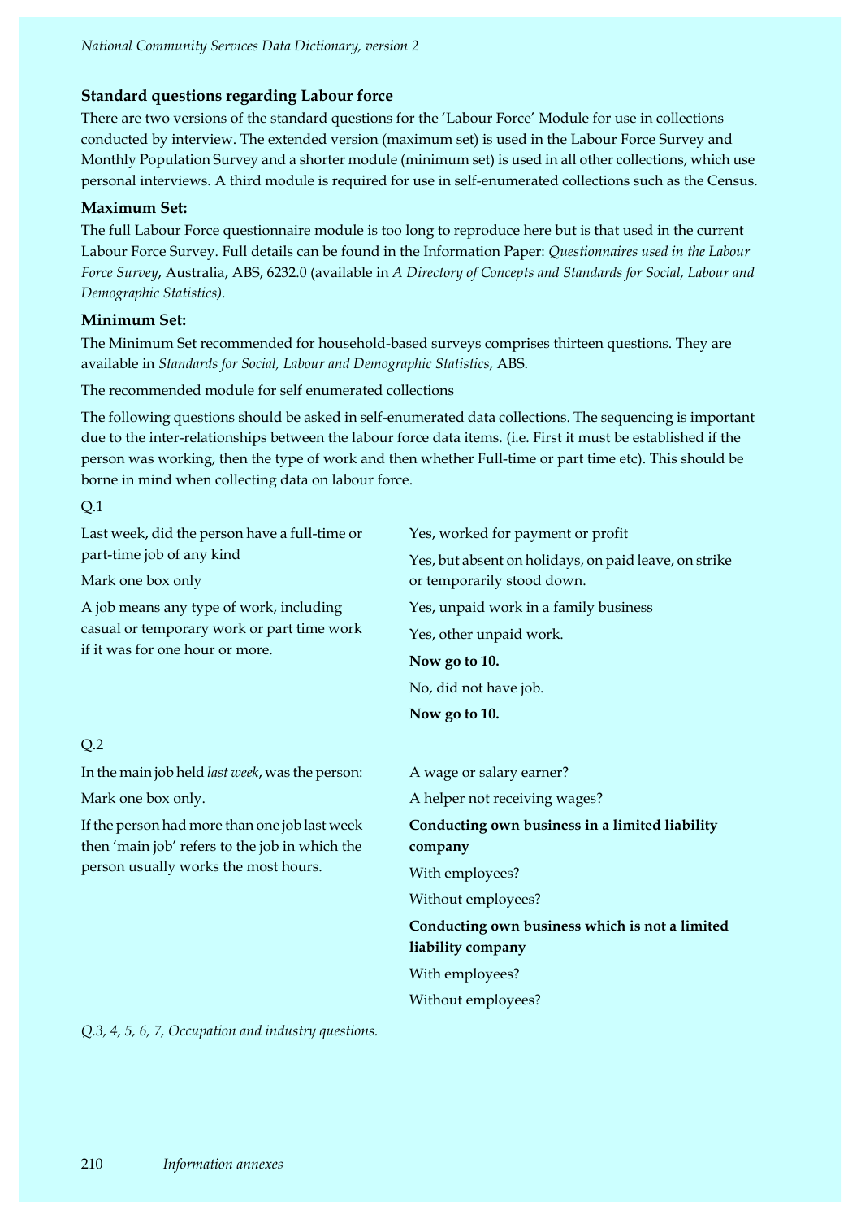### Standard questions regarding Labour force

There are two versions of the standard questions for the 'Labour Force' Module for use in collections conducted by interview. The extended version (maximum set) is used in the Labour Force Survey and Monthly Population Survey and a shorter module (minimum set) is used in all other collections, which use personal interviews. A third module is required for use in self-enumerated collections such as the Census.

### Maximum Set:

The full Labour Force questionnaire module is too long to reproduce here but is that used in the current Labour Force Survey. Full details can be found in the Information Paper: *Questionnaires used in the Labour Force Survey*, Australia, ABS, 6232.0 (available in *A Directory of Concepts and Standards for Social, Labour and Demographic Statistics)*.

### Minimum Set:

The Minimum Set recommended for household-based surveys comprises thirteen questions. They are available in *Standards for Social, Labour and Demographic Statistics*, ABS.

The recommended module for self enumerated collections

The following questions should be asked in self-enumerated data collections. The sequencing is important due to the inter-relationships between the labour force data items. (i.e. First it must be established if the person was working, then the type of work and then whether Full-time or part time etc). This should be borne in mind when collecting data on labour force.

Q.1

Last week, did the person have a full-time or part-time job of any kind

Mark one box only

A job means any type of work, including casual or temporary work or part time work if it was for one hour or more.

- Yes, worked for payment or profit
- Yes, but absent on holidays, on paid leave, on strike or temporarily stood down.
- Yes, unpaid work in a family business
- Yes, other unpaid work.

**Now go to 10.**

- No, did not have job.

**Now go to 10.**

Q.2

In the main job held *last week*, was the person:

Mark one box only.

If the person had more than one job last week then 'main job' refers to the job in which the person usually works the most hours.

- A wage or salary earner?
- A helper not receiving wages?

**Conducting own business in a limited liability company**

- With employees?
- Without employees?

**Conducting own business which is not a limited liability company**

- With employees?
- Without employees?

*Q.3, 4, 5, 6, 7, Occupation and industry questions.*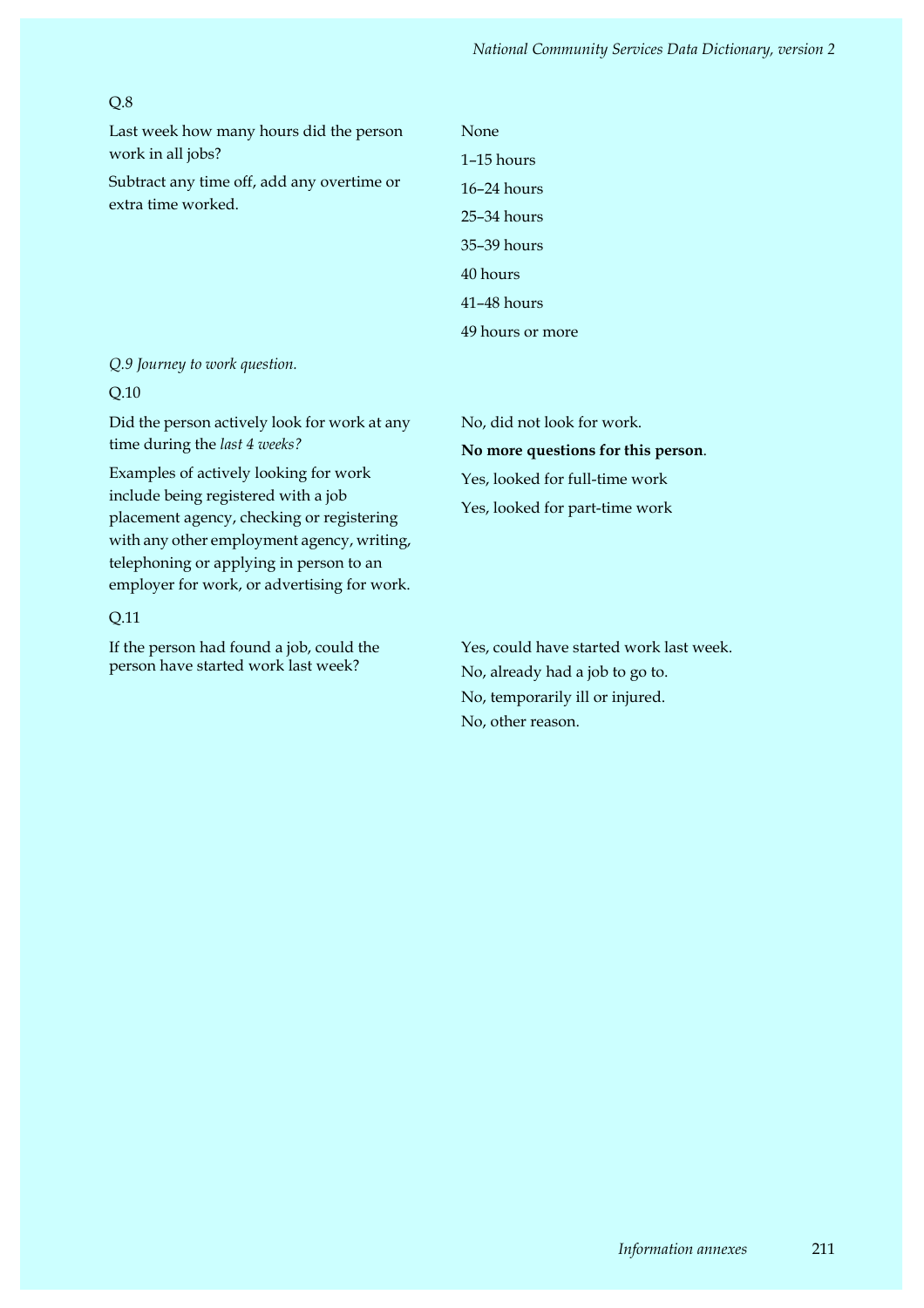Q.8

Last week how many hours did the person work in all jobs?

Subtract any time off, add any overtime or extra time worked.

None

1–15 hours

16–24 hours

25–34 hours

35–39 hours

40 hours

41–48 hours

49 hours or more

*Q.9 Journey to work question.*

Q.10

Did the person actively look for work at any time during the *last 4 weeks?*

Examples of actively looking for work include being registered with a job placement agency, checking or registering with any other employment agency, writing, telephoning or applying in person to an employer for work, or advertising for work.

No, did not look for work.

**No more questions for this person**.

Yes, looked for full-time work

Yes, looked for part-time work

Q.11

If the person had found a job, could the person have started work last week?

Yes, could have started work last week.

No, already had a job to go to.

No, temporarily ill or injured.

No, other reason.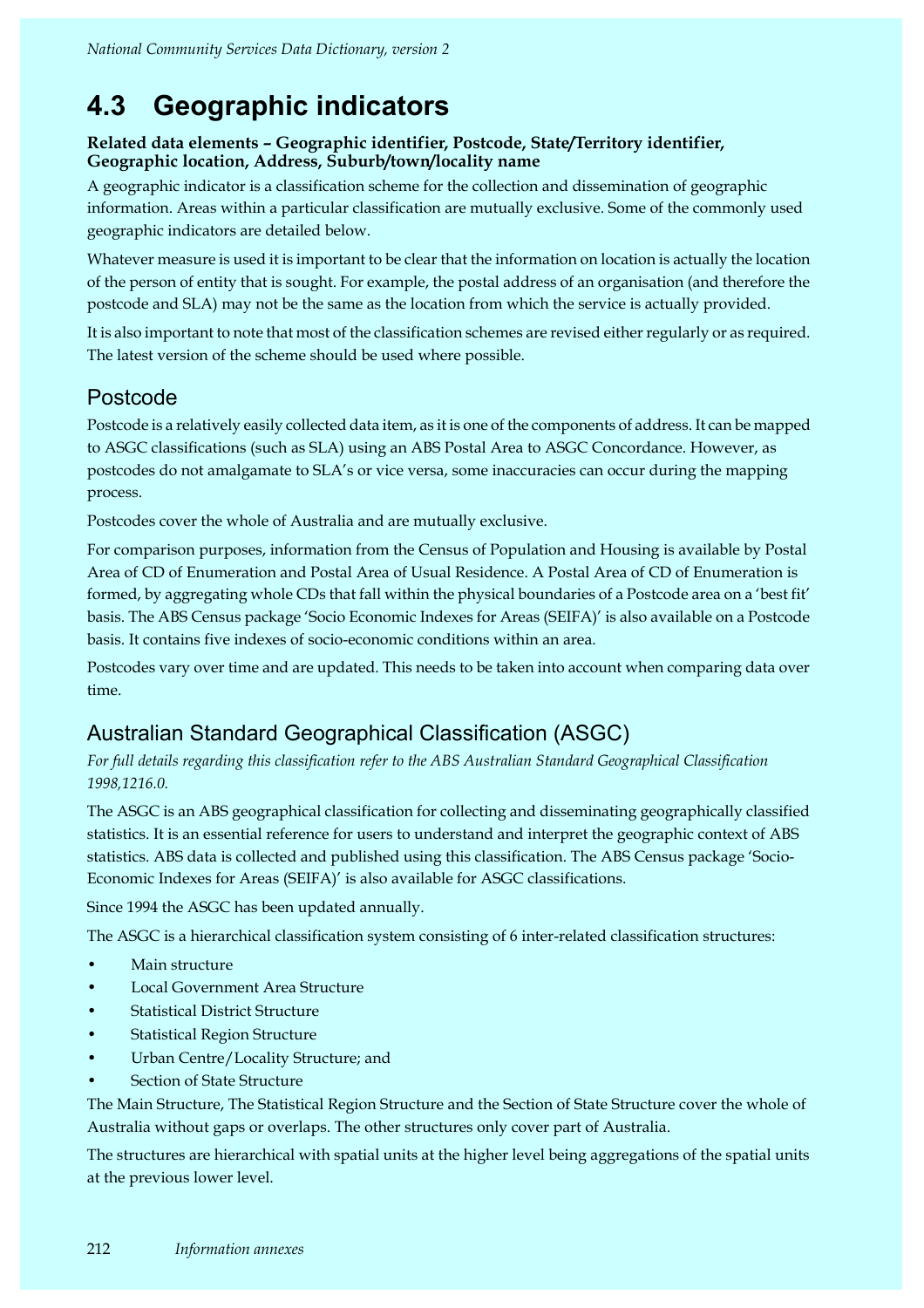## 4.3 Geographic indicators

**Related data elements – Geographic identifier, Postcode, State/Territory identifier, Geographic location, Address, Suburb/town/locality name**

A geographic indicator is a classification scheme for the collection and dissemination of geographic information. Areas within a particular classification are mutually exclusive. Some of the commonly used geographic indicators are detailed below.

Whatever measure is used it is important to be clear that the information on location is actually the location of the person of entity that is sought. For example, the postal address of an organisation (and therefore the postcode and SLA) may not be the same as the location from which the service is actually provided.

It is also important to note that most of the classification schemes are revised either regularly or as required. The latest version of the scheme should be used where possible.

### Postcode

Postcode is a relatively easily collected data item, as it is one of the components of address. It can be mapped to ASGC classifications (such as SLA) using an ABS Postal Area to ASGC Concordance. However, as postcodes do not amalgamate to SLA's or vice versa, some inaccuracies can occur during the mapping process.

Postcodes cover the whole of Australia and are mutually exclusive.

For comparison purposes, information from the Census of Population and Housing is available by Postal Area of CD of Enumeration and Postal Area of Usual Residence. A Postal Area of CD of Enumeration is formed, by aggregating whole CDs that fall within the physical boundaries of a Postcode area on a 'best fit' basis. The ABS Census package 'Socio Economic Indexes for Areas (SEIFA)' is also available on a Postcode basis. It contains five indexes of socio-economic conditions within an area.

Postcodes vary over time and are updated. This needs to be taken into account when comparing data over time.

### Australian Standard Geographical Classification (ASGC)

*For full details regarding this classification refer to the ABS Australian Standard Geographical Classification 1998,1216.0.*

The ASGC is an ABS geographical classification for collecting and disseminating geographically classified statistics. It is an essential reference for users to understand and interpret the geographic context of ABS statistics. ABS data is collected and published using this classification. The ABS Census package 'Socio-Economic Indexes for Areas (SEIFA)' is also available for ASGC classifications.

Since 1994 the ASGC has been updated annually.

The ASGC is a hierarchical classification system consisting of 6 inter-related classification structures:

- Main structure
- Local Government Area Structure
- Statistical District Structure
- Statistical Region Structure
- Urban Centre/Locality Structure; and
- Section of State Structure

The Main Structure, The Statistical Region Structure and the Section of State Structure cover the whole of Australia without gaps or overlaps. The other structures only cover part of Australia.

The structures are hierarchical with spatial units at the higher level being aggregations of the spatial units at the previous lower level.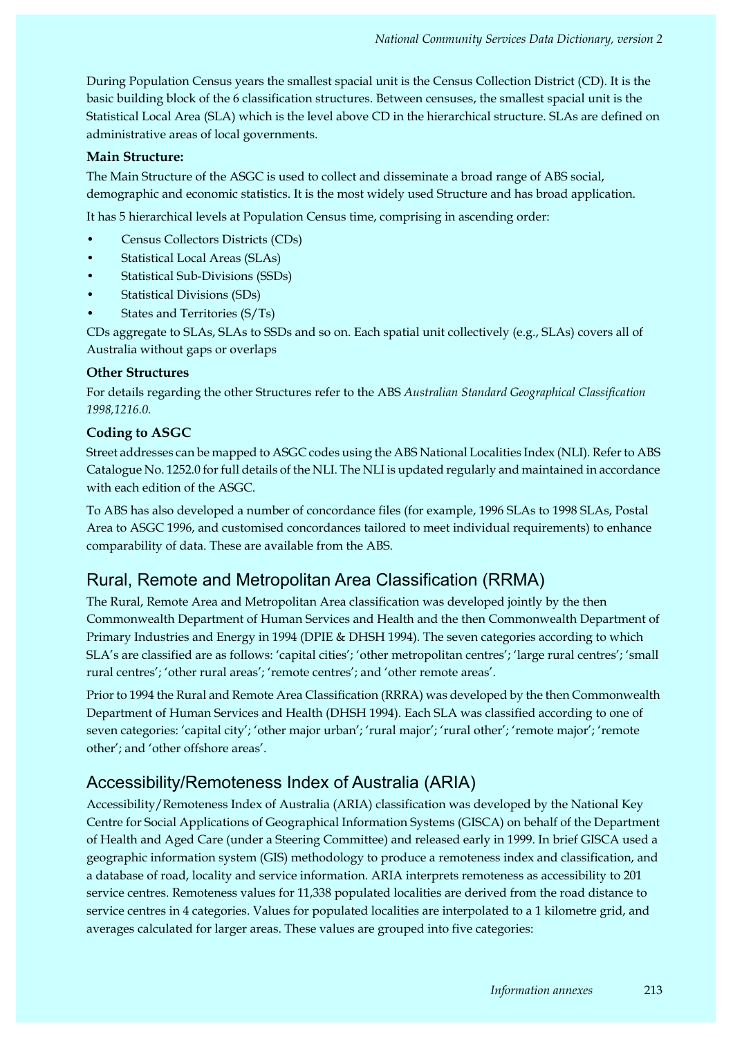During Population Census years the smallest spacial unit is the Census Collection District (CD). It is the basic building block of the 6 classification structures. Between censuses, the smallest spacial unit is the Statistical Local Area (SLA) which is the level above CD in the hierarchical structure. SLAs are defined on administrative areas of local governments.

**Main Structure:**

The Main Structure of the ASGC is used to collect and disseminate a broad range of ABS social, demographic and economic statistics. It is the most widely used Structure and has broad application.

It has 5 hierarchical levels at Population Census time, comprising in ascending order:

- Census Collectors Districts (CDs)
- Statistical Local Areas (SLAs)
- Statistical Sub-Divisions (SSDs)
- Statistical Divisions (SDs)
- States and Territories (S/Ts)

CDs aggregate to SLAs, SLAs to SSDs and so on. Each spatial unit collectively (e.g., SLAs) covers all of Australia without gaps or overlaps

**Other Structures**

For details regarding the other Structures refer to the ABS *Australian Standard Geographical Classification 1998,1216.0.*

**Coding to ASGC**

Street addresses can be mapped to ASGC codes using the ABS National Localities Index (NLI). Refer to ABS Catalogue No. 1252.0 for full details of the NLI. The NLI is updated regularly and maintained in accordance with each edition of the ASGC.

To ABS has also developed a number of concordance files (for example, 1996 SLAs to 1998 SLAs, Postal Area to ASGC 1996, and customised concordances tailored to meet individual requirements) to enhance comparability of data. These are available from the ABS.

## Rural, Remote and Metropolitan Area Classification (RRMA)

The Rural, Remote Area and Metropolitan Area classification was developed jointly by the then Commonwealth Department of Human Services and Health and the then Commonwealth Department of Primary Industries and Energy in 1994 (DPIE & DHSH 1994). The seven categories according to which SLA's are classified are as follows: 'capital cities'; 'other metropolitan centres'; 'large rural centres'; 'small rural centres'; 'other rural areas'; 'remote centres'; and 'other remote areas'.

Prior to 1994 the Rural and Remote Area Classification (RRRA) was developed by the then Commonwealth Department of Human Services and Health (DHSH 1994). Each SLA was classified according to one of seven categories: 'capital city'; 'other major urban'; 'rural major'; 'rural other'; 'remote major'; 'remote other'; and 'other offshore areas'.

## Accessibility/Remoteness Index of Australia (ARIA)

Accessibility/Remoteness Index of Australia (ARIA) classification was developed by the National Key Centre for Social Applications of Geographical Information Systems (GISCA) on behalf of the Department of Health and Aged Care (under a Steering Committee) and released early in 1999. In brief GISCA used a geographic information system (GIS) methodology to produce a remoteness index and classification, and a database of road, locality and service information. ARIA interprets remoteness as accessibility to 201 service centres. Remoteness values for 11,338 populated localities are derived from the road distance to service centres in 4 categories. Values for populated localities are interpolated to a 1 kilometre grid, and averages calculated for larger areas. These values are grouped into five categories: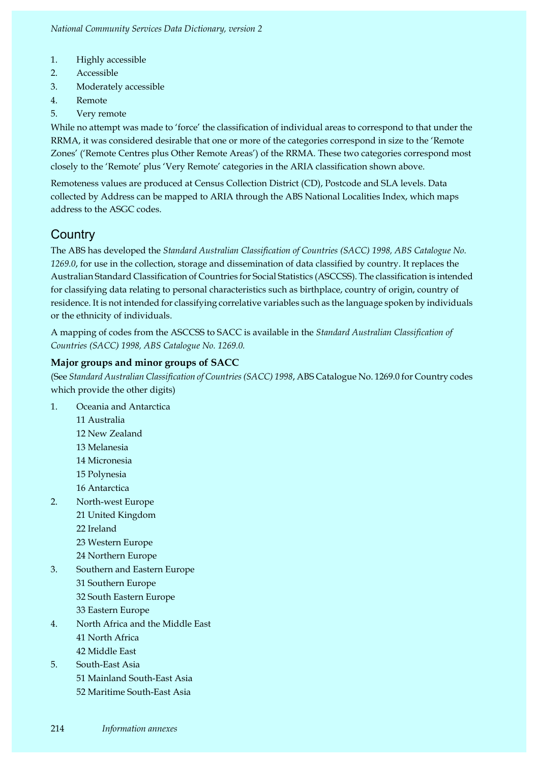1. Highly accessible
2. Accessible
3. Moderately accessible
4. Remote
5. Very remote

While no attempt was made to 'force' the classification of individual areas to correspond to that under the RRMA, it was considered desirable that one or more of the categories correspond in size to the 'Remote Zones' ('Remote Centres plus Other Remote Areas') of the RRMA. These two categories correspond most closely to the 'Remote' plus 'Very Remote' categories in the ARIA classification shown above.

Remoteness values are produced at Census Collection District (CD), Postcode and SLA levels. Data collected by Address can be mapped to ARIA through the ABS National Localities Index, which maps address to the ASGC codes.

## Country

The ABS has developed the *Standard Australian Classification of Countries (SACC) 1998, ABS Catalogue No. 1269.0*, for use in the collection, storage and dissemination of data classified by country. It replaces the Australian Standard Classification of Countries for Social Statistics (ASCCSS). The classification is intended for classifying data relating to personal characteristics such as birthplace, country of origin, country of residence. It is not intended for classifying correlative variables such as the language spoken by individuals or the ethnicity of individuals.

A mapping of codes from the ASCCSS to SACC is available in the *Standard Australian Classification of Countries (SACC) 1998, ABS Catalogue No. 1269.0.*

### Major groups and minor groups of SACC

(See *Standard Australian Classification of Countries (SACC) 1998*, ABS Catalogue No. 1269.0 for Country codes which provide the other digits)

1. Oceania and Antarctica
   - 11 Australia
   - 12 New Zealand
   - 13 Melanesia
   - 14 Micronesia
   - 15 Polynesia
   - 16 Antarctica
2. North-west Europe
   - 21 United Kingdom
   - 22 Ireland
   - 23 Western Europe
   - 24 Northern Europe
3. Southern and Eastern Europe
   - 31 Southern Europe
   - 32 South Eastern Europe
   - 33 Eastern Europe
4. North Africa and the Middle East
   - 41 North Africa
   - 42 Middle East
5. South-East Asia
   - 51 Mainland South-East Asia
   - 52 Maritime South-East Asia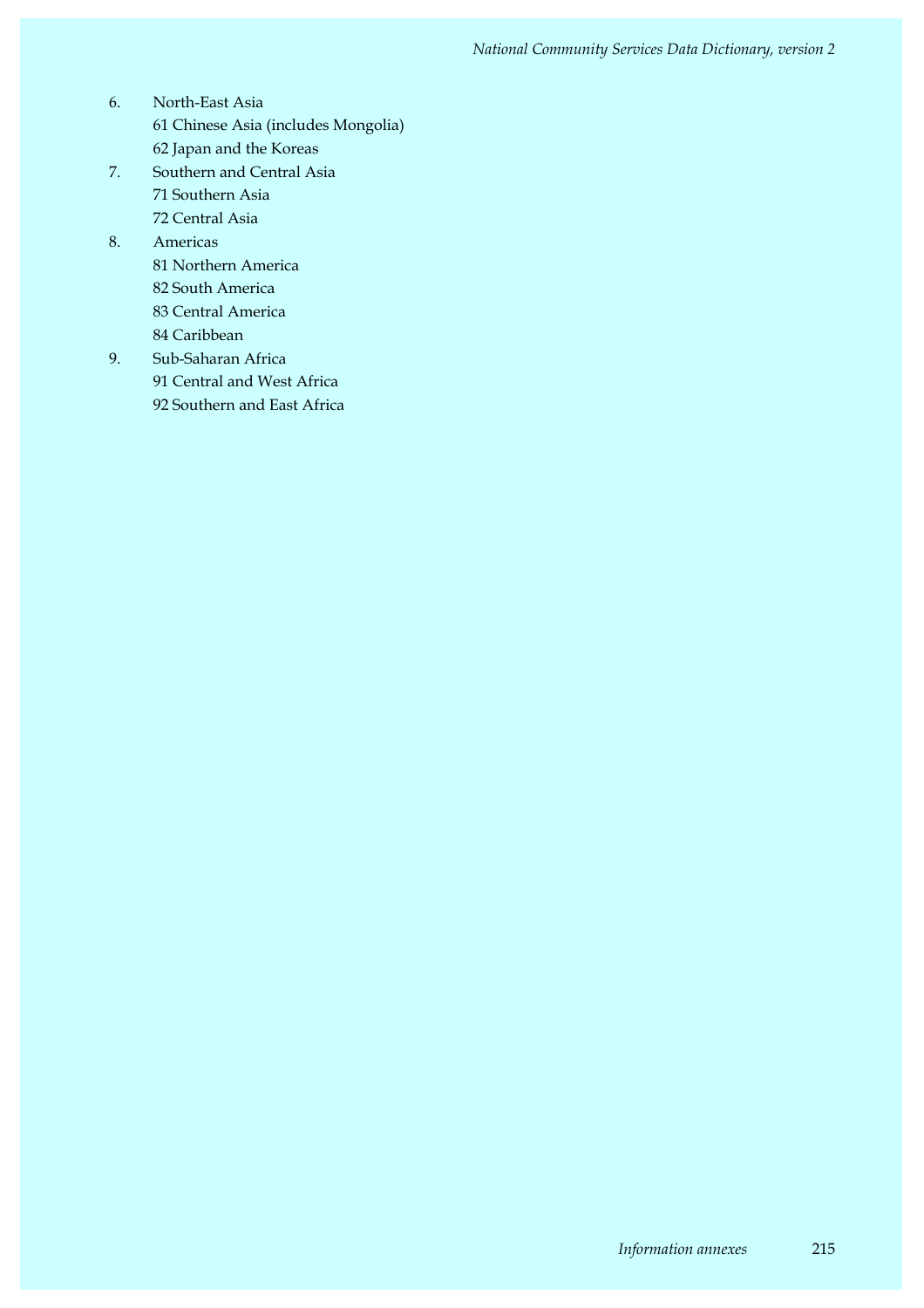6. North-East Asia
   61 Chinese Asia (includes Mongolia)
   62 Japan and the Koreas
7. Southern and Central Asia
   71 Southern Asia
   72 Central Asia
8. Americas
   81 Northern America
   82 South America
   83 Central America
   84 Caribbean
9. Sub-Saharan Africa
   91 Central and West Africa
   92 Southern and East Africa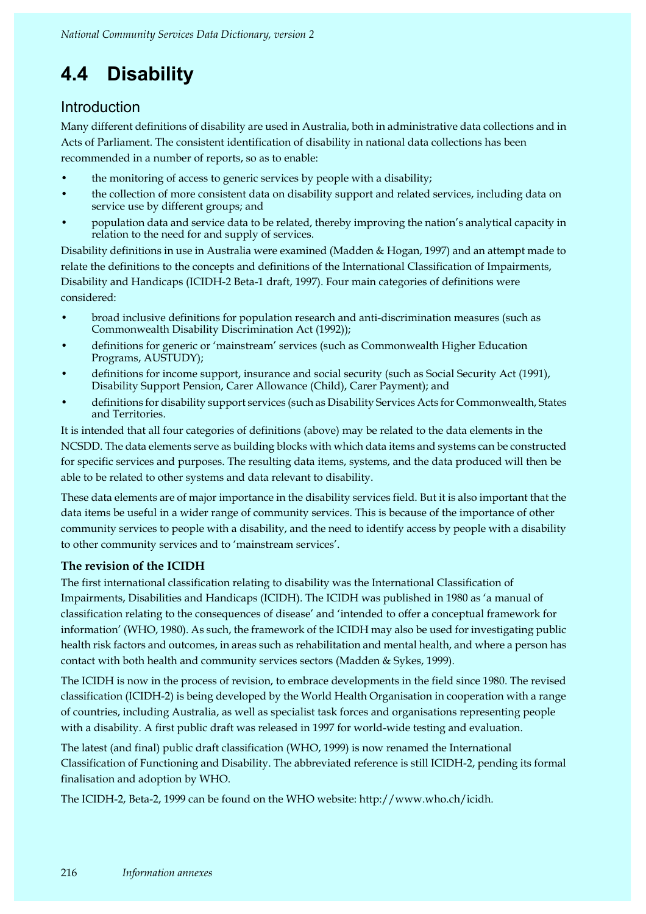# 4.4 Disability

## Introduction

Many different definitions of disability are used in Australia, both in administrative data collections and in Acts of Parliament. The consistent identification of disability in national data collections has been recommended in a number of reports, so as to enable:

- the monitoring of access to generic services by people with a disability;
- the collection of more consistent data on disability support and related services, including data on service use by different groups; and
- population data and service data to be related, thereby improving the nation's analytical capacity in relation to the need for and supply of services.

Disability definitions in use in Australia were examined (Madden & Hogan, 1997) and an attempt made to relate the definitions to the concepts and definitions of the International Classification of Impairments, Disability and Handicaps (ICIDH-2 Beta-1 draft, 1997). Four main categories of definitions were considered:

- broad inclusive definitions for population research and anti-discrimination measures (such as Commonwealth Disability Discrimination Act (1992));
- definitions for generic or 'mainstream' services (such as Commonwealth Higher Education Programs, AUSTUDY);
- definitions for income support, insurance and social security (such as Social Security Act (1991), Disability Support Pension, Carer Allowance (Child), Carer Payment); and
- definitions for disability support services (such as Disability Services Acts for Commonwealth, States and Territories.

It is intended that all four categories of definitions (above) may be related to the data elements in the NCSDD. The data elements serve as building blocks with which data items and systems can be constructed for specific services and purposes. The resulting data items, systems, and the data produced will then be able to be related to other systems and data relevant to disability.

These data elements are of major importance in the disability services field. But it is also important that the data items be useful in a wider range of community services. This is because of the importance of other community services to people with a disability, and the need to identify access by people with a disability to other community services and to 'mainstream services'.

**The revision of the ICIDH**

The first international classification relating to disability was the International Classification of Impairments, Disabilities and Handicaps (ICIDH). The ICIDH was published in 1980 as 'a manual of classification relating to the consequences of disease' and 'intended to offer a conceptual framework for information' (WHO, 1980). As such, the framework of the ICIDH may also be used for investigating public health risk factors and outcomes, in areas such as rehabilitation and mental health, and where a person has contact with both health and community services sectors (Madden & Sykes, 1999).

The ICIDH is now in the process of revision, to embrace developments in the field since 1980. The revised classification (ICIDH-2) is being developed by the World Health Organisation in cooperation with a range of countries, including Australia, as well as specialist task forces and organisations representing people with a disability. A first public draft was released in 1997 for world-wide testing and evaluation.

The latest (and final) public draft classification (WHO, 1999) is now renamed the International Classification of Functioning and Disability. The abbreviated reference is still ICIDH-2, pending its formal finalisation and adoption by WHO.

The ICIDH-2, Beta-2, 1999 can be found on the WHO website: http://www.who.ch/icidh.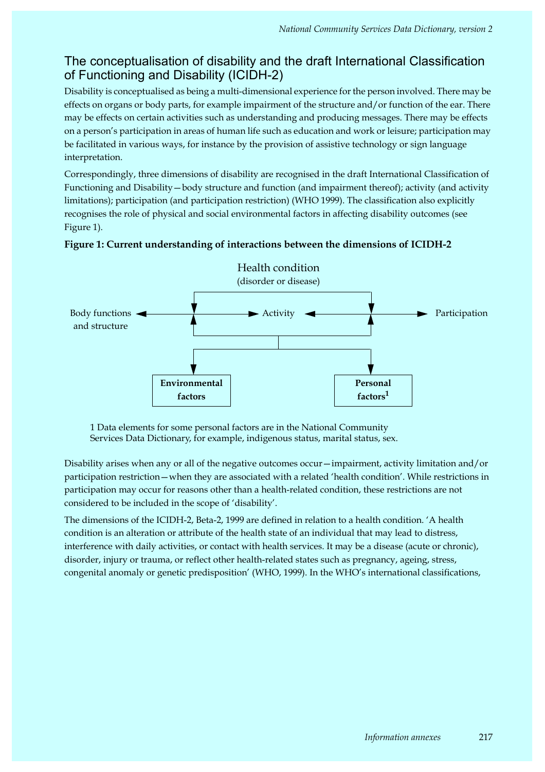## The conceptualisation of disability and the draft International Classification of Functioning and Disability (ICIDH-2)

Disability is conceptualised as being a multi-dimensional experience for the person involved. There may be effects on organs or body parts, for example impairment of the structure and/or function of the ear. There may be effects on certain activities such as understanding and producing messages. There may be effects on a person's participation in areas of human life such as education and work or leisure; participation may be facilitated in various ways, for instance by the provision of assistive technology or sign language interpretation.

Correspondingly, three dimensions of disability are recognised in the draft International Classification of Functioning and Disability—body structure and function (and impairment thereof); activity (and activity limitations); participation (and participation restriction) (WHO 1999). The classification also explicitly recognises the role of physical and social environmental factors in affecting disability outcomes (see Figure 1).

**Figure 1: Current understanding of interactions between the dimensions of ICIDH-2**

Health condition
(disorder or disease)

Body functions and structure ◄──► Activity ◄──► Participation

**Environmental factors** | **Personal factors[1]**

1 Data elements for some personal factors are in the National Community Services Data Dictionary, for example, indigenous status, marital status, sex.

Disability arises when any or all of the negative outcomes occur—impairment, activity limitation and/or participation restriction—when they are associated with a related 'health condition'. While restrictions in participation may occur for reasons other than a health-related condition, these restrictions are not considered to be included in the scope of 'disability'.

The dimensions of the ICIDH-2, Beta-2, 1999 are defined in relation to a health condition. 'A health condition is an alteration or attribute of the health state of an individual that may lead to distress, interference with daily activities, or contact with health services. It may be a disease (acute or chronic), disorder, injury or trauma, or reflect other health-related states such as pregnancy, ageing, stress, congenital anomaly or genetic predisposition' (WHO, 1999). In the WHO's international classifications,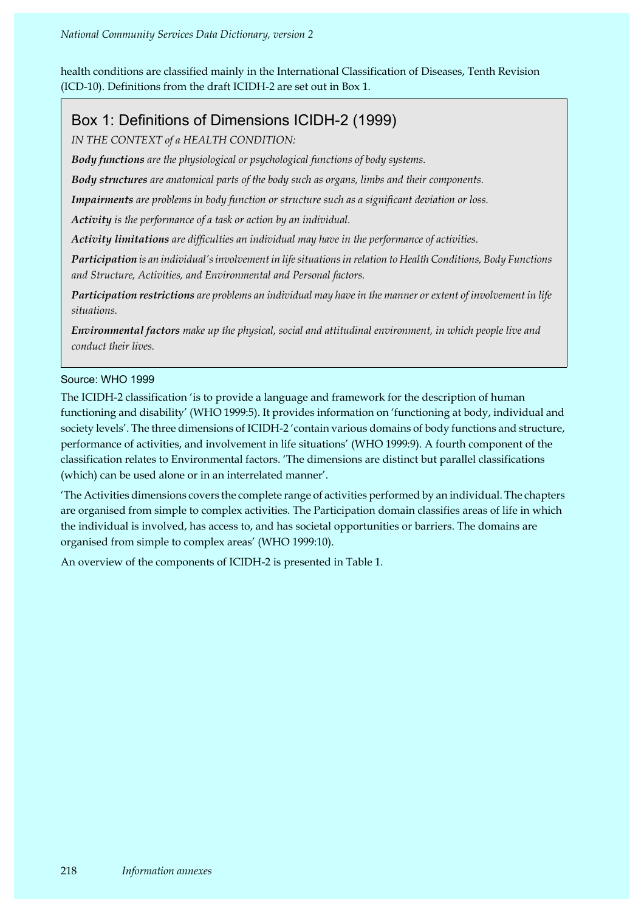health conditions are classified mainly in the International Classification of Diseases, Tenth Revision (ICD-10). Definitions from the draft ICIDH-2 are set out in Box 1.

## Box 1: Definitions of Dimensions ICIDH-2 (1999)

*IN THE CONTEXT of a HEALTH CONDITION:*

***Body functions*** *are the physiological or psychological functions of body systems.*

***Body structures*** *are anatomical parts of the body such as organs, limbs and their components.*

***Impairments*** *are problems in body function or structure such as a significant deviation or loss.*

***Activity*** *is the performance of a task or action by an individual.*

***Activity limitations*** *are difficulties an individual may have in the performance of activities.*

***Participation*** *is an individual's involvement in life situations in relation to Health Conditions, Body Functions and Structure, Activities, and Environmental and Personal factors.*

***Participation restrictions*** *are problems an individual may have in the manner or extent of involvement in life situations.*

***Environmental factors*** *make up the physical, social and attitudinal environment, in which people live and conduct their lives.*

Source: WHO 1999

The ICIDH-2 classification 'is to provide a language and framework for the description of human functioning and disability' (WHO 1999:5). It provides information on 'functioning at body, individual and society levels'. The three dimensions of ICIDH-2 'contain various domains of body functions and structure, performance of activities, and involvement in life situations' (WHO 1999:9). A fourth component of the classification relates to Environmental factors. 'The dimensions are distinct but parallel classifications (which) can be used alone or in an interrelated manner'.

'The Activities dimensions covers the complete range of activities performed by an individual. The chapters are organised from simple to complex activities. The Participation domain classifies areas of life in which the individual is involved, has access to, and has societal opportunities or barriers. The domains are organised from simple to complex areas' (WHO 1999:10).

An overview of the components of ICIDH-2 is presented in Table 1.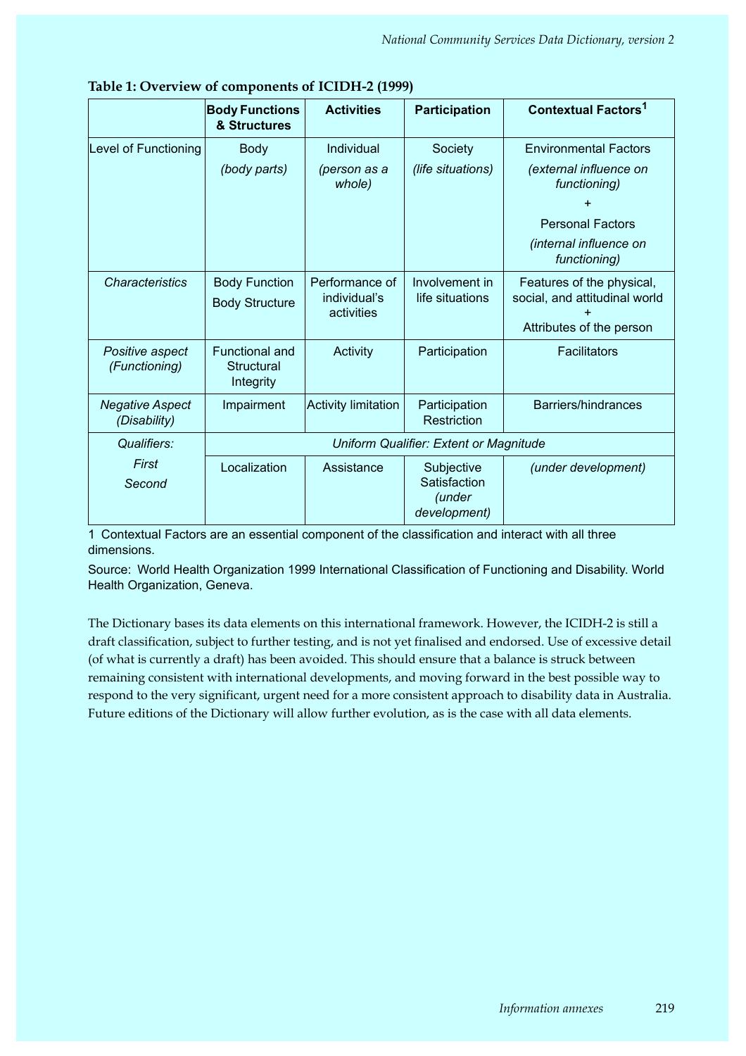**Table 1: Overview of components of ICIDH-2 (1999)**

| | Body Functions & Structures | Activities | Participation | Contextual Factors[1] |
|---|---|---|---|---|
| Level of Functioning | Body *(body parts)* | Individual *(person as a whole)* | Society *(life situations)* | Environmental Factors *(external influence on functioning)* + Personal Factors *(internal influence on functioning)* |
| *Characteristics* | Body Function Body Structure | Performance of individual's activities | Involvement in life situations | Features of the physical, social, and attitudinal world + Attributes of the person |
| *Positive aspect (Functioning)* | Functional and Structural Integrity | Activity | Participation | Facilitators |
| *Negative Aspect (Disability)* | Impairment | Activity limitation | Participation Restriction | Barriers/hindrances |
| *Qualifiers: First* | *Uniform Qualifier: Extent or Magnitude* | | | |
| *Second* | Localization | Assistance | Subjective Satisfaction *(under development)* | *(under development)* |

1 Contextual Factors are an essential component of the classification and interact with all three dimensions.

Source: World Health Organization 1999 International Classification of Functioning and Disability. World Health Organization, Geneva.

The Dictionary bases its data elements on this international framework. However, the ICIDH-2 is still a draft classification, subject to further testing, and is not yet finalised and endorsed. Use of excessive detail (of what is currently a draft) has been avoided. This should ensure that a balance is struck between remaining consistent with international developments, and moving forward in the best possible way to respond to the very significant, urgent need for a more consistent approach to disability data in Australia. Future editions of the Dictionary will allow further evolution, as is the case with all data elements.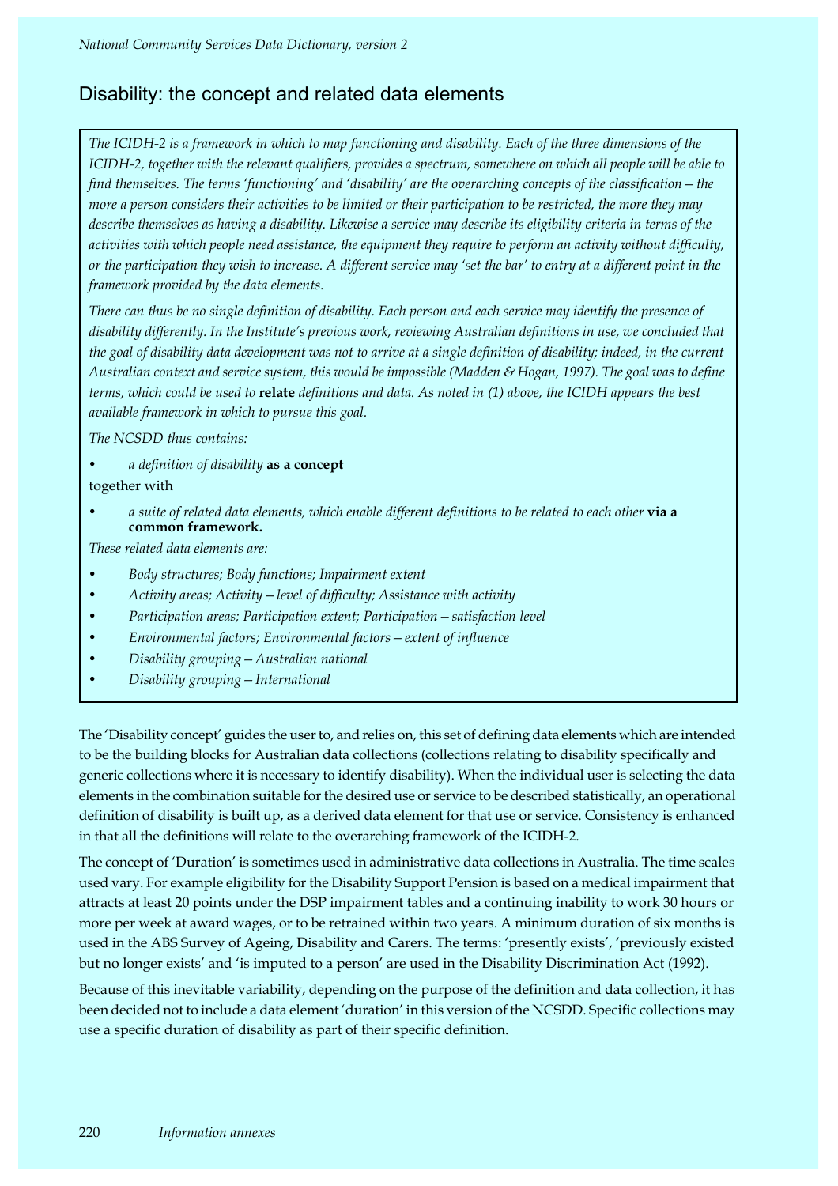## Disability: the concept and related data elements

*The ICIDH-2 is a framework in which to map functioning and disability. Each of the three dimensions of the ICIDH-2, together with the relevant qualifiers, provides a spectrum, somewhere on which all people will be able to find themselves. The terms 'functioning' and 'disability' are the overarching concepts of the classification – the more a person considers their activities to be limited or their participation to be restricted, the more they may describe themselves as having a disability. Likewise a service may describe its eligibility criteria in terms of the activities with which people need assistance, the equipment they require to perform an activity without difficulty, or the participation they wish to increase. A different service may 'set the bar' to entry at a different point in the framework provided by the data elements.*

*There can thus be no single definition of disability. Each person and each service may identify the presence of disability differently. In the Institute's previous work, reviewing Australian definitions in use, we concluded that the goal of disability data development was not to arrive at a single definition of disability; indeed, in the current Australian context and service system, this would be impossible (Madden & Hogan, 1997). The goal was to define terms, which could be used to* ***relate*** *definitions and data. As noted in (1) above, the ICIDH appears the best available framework in which to pursue this goal.*

*The NCSDD thus contains:*

- *a definition of disability* **as a concept**

together with

- *a suite of related data elements, which enable different definitions to be related to each other* **via a common framework.**

*These related data elements are:*

- *Body structures; Body functions; Impairment extent*
- *Activity areas; Activity – level of difficulty; Assistance with activity*
- *Participation areas; Participation extent; Participation – satisfaction level*
- *Environmental factors; Environmental factors – extent of influence*
- *Disability grouping – Australian national*
- *Disability grouping – International*

The 'Disability concept' guides the user to, and relies on, this set of defining data elements which are intended to be the building blocks for Australian data collections (collections relating to disability specifically and generic collections where it is necessary to identify disability). When the individual user is selecting the data elements in the combination suitable for the desired use or service to be described statistically, an operational definition of disability is built up, as a derived data element for that use or service. Consistency is enhanced in that all the definitions will relate to the overarching framework of the ICIDH-2.

The concept of 'Duration' is sometimes used in administrative data collections in Australia. The time scales used vary. For example eligibility for the Disability Support Pension is based on a medical impairment that attracts at least 20 points under the DSP impairment tables and a continuing inability to work 30 hours or more per week at award wages, or to be retrained within two years. A minimum duration of six months is used in the ABS Survey of Ageing, Disability and Carers. The terms: 'presently exists', 'previously existed but no longer exists' and 'is imputed to a person' are used in the Disability Discrimination Act (1992).

Because of this inevitable variability, depending on the purpose of the definition and data collection, it has been decided not to include a data element 'duration' in this version of the NCSDD. Specific collections may use a specific duration of disability as part of their specific definition.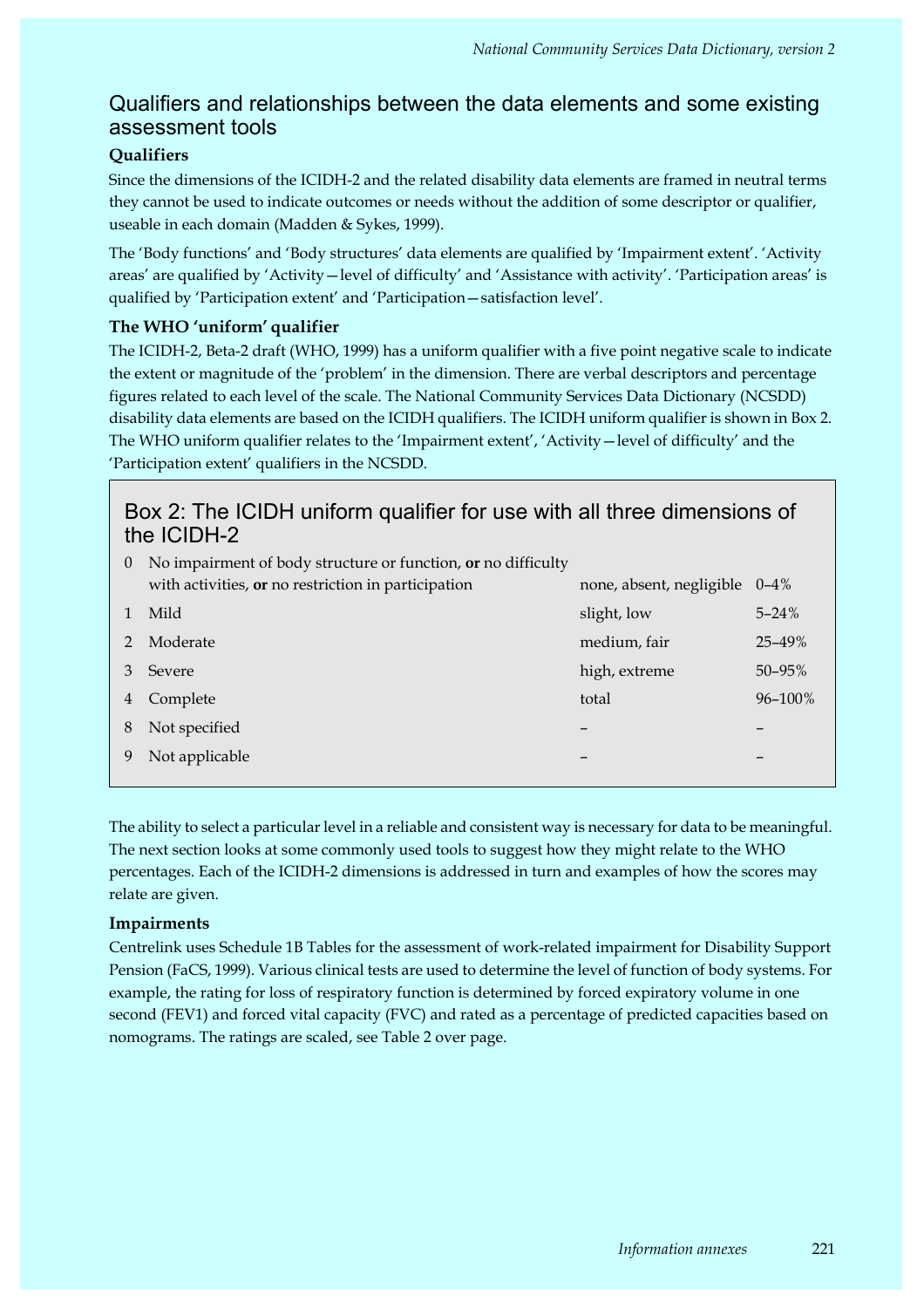## Qualifiers and relationships between the data elements and some existing assessment tools

### Qualifiers

Since the dimensions of the ICIDH-2 and the related disability data elements are framed in neutral terms they cannot be used to indicate outcomes or needs without the addition of some descriptor or qualifier, useable in each domain (Madden & Sykes, 1999).

The 'Body functions' and 'Body structures' data elements are qualified by 'Impairment extent'. 'Activity areas' are qualified by 'Activity—level of difficulty' and 'Assistance with activity'. 'Participation areas' is qualified by 'Participation extent' and 'Participation—satisfaction level'.

### The WHO 'uniform' qualifier

The ICIDH-2, Beta-2 draft (WHO, 1999) has a uniform qualifier with a five point negative scale to indicate the extent or magnitude of the 'problem' in the dimension. There are verbal descriptors and percentage figures related to each level of the scale. The National Community Services Data Dictionary (NCSDD) disability data elements are based on the ICIDH qualifiers. The ICIDH uniform qualifier is shown in Box 2. The WHO uniform qualifier relates to the 'Impairment extent', 'Activity—level of difficulty' and the 'Participation extent' qualifiers in the NCSDD.

**Box 2: The ICIDH uniform qualifier for use with all three dimensions of the ICIDH-2**

| | | | |
|---|---|---|---|
| 0 | No impairment of body structure or function, **or** no difficulty with activities, **or** no restriction in participation | none, absent, negligible | 0–4% |
| 1 | Mild | slight, low | 5–24% |
| 2 | Moderate | medium, fair | 25–49% |
| 3 | Severe | high, extreme | 50–95% |
| 4 | Complete | total | 96–100% |
| 8 | Not specified | – | – |
| 9 | Not applicable | – | – |

The ability to select a particular level in a reliable and consistent way is necessary for data to be meaningful. The next section looks at some commonly used tools to suggest how they might relate to the WHO percentages. Each of the ICIDH-2 dimensions is addressed in turn and examples of how the scores may relate are given.

### Impairments

Centrelink uses Schedule 1B Tables for the assessment of work-related impairment for Disability Support Pension (FaCS, 1999). Various clinical tests are used to determine the level of function of body systems. For example, the rating for loss of respiratory function is determined by forced expiratory volume in one second (FEV1) and forced vital capacity (FVC) and rated as a percentage of predicted capacities based on nomograms. The ratings are scaled, see Table 2 over page.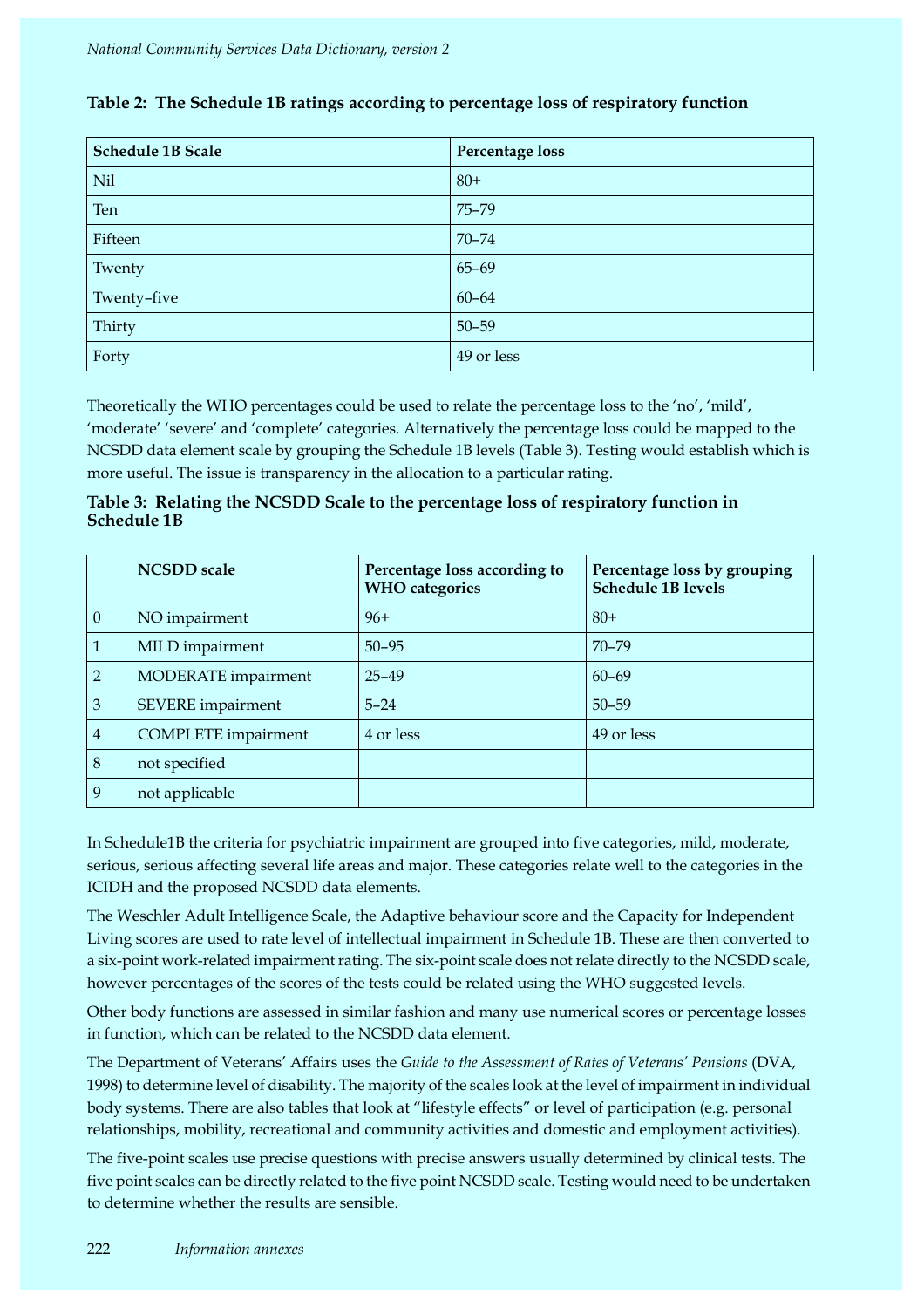**Table 2: The Schedule 1B ratings according to percentage loss of respiratory function**

| Schedule 1B Scale | Percentage loss |
|---|---|
| Nil | 80+ |
| Ten | 75–79 |
| Fifteen | 70–74 |
| Twenty | 65–69 |
| Twenty–five | 60–64 |
| Thirty | 50–59 |
| Forty | 49 or less |

Theoretically the WHO percentages could be used to relate the percentage loss to the 'no', 'mild', 'moderate' 'severe' and 'complete' categories. Alternatively the percentage loss could be mapped to the NCSDD data element scale by grouping the Schedule 1B levels (Table 3). Testing would establish which is more useful. The issue is transparency in the allocation to a particular rating.

**Table 3: Relating the NCSDD Scale to the percentage loss of respiratory function in Schedule 1B**

| | NCSDD scale | Percentage loss according to WHO categories | Percentage loss by grouping Schedule 1B levels |
|---|---|---|---|
| 0 | NO impairment | 96+ | 80+ |
| 1 | MILD impairment | 50–95 | 70–79 |
| 2 | MODERATE impairment | 25–49 | 60–69 |
| 3 | SEVERE impairment | 5–24 | 50–59 |
| 4 | COMPLETE impairment | 4 or less | 49 or less |
| 8 | not specified | | |
| 9 | not applicable | | |

In Schedule1B the criteria for psychiatric impairment are grouped into five categories, mild, moderate, serious, serious affecting several life areas and major. These categories relate well to the categories in the ICIDH and the proposed NCSDD data elements.

The Weschler Adult Intelligence Scale, the Adaptive behaviour score and the Capacity for Independent Living scores are used to rate level of intellectual impairment in Schedule 1B. These are then converted to a six-point work-related impairment rating. The six-point scale does not relate directly to the NCSDD scale, however percentages of the scores of the tests could be related using the WHO suggested levels.

Other body functions are assessed in similar fashion and many use numerical scores or percentage losses in function, which can be related to the NCSDD data element.

The Department of Veterans' Affairs uses the *Guide to the Assessment of Rates of Veterans' Pensions* (DVA, 1998) to determine level of disability. The majority of the scales look at the level of impairment in individual body systems. There are also tables that look at "lifestyle effects" or level of participation (e.g. personal relationships, mobility, recreational and community activities and domestic and employment activities).

The five-point scales use precise questions with precise answers usually determined by clinical tests. The five point scales can be directly related to the five point NCSDD scale. Testing would need to be undertaken to determine whether the results are sensible.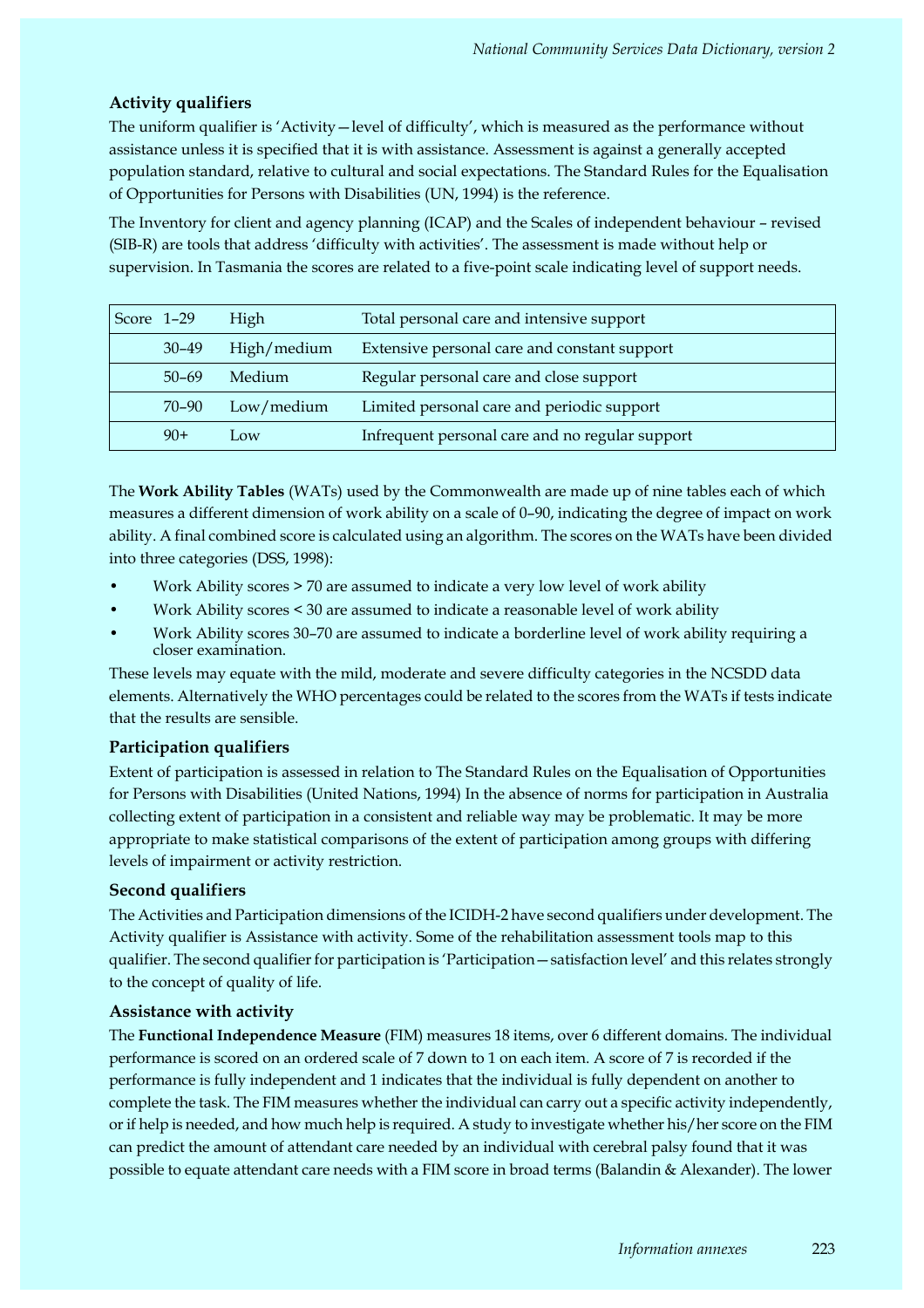### Activity qualifiers

The uniform qualifier is 'Activity—level of difficulty', which is measured as the performance without assistance unless it is specified that it is with assistance. Assessment is against a generally accepted population standard, relative to cultural and social expectations. The Standard Rules for the Equalisation of Opportunities for Persons with Disabilities (UN, 1994) is the reference.

The Inventory for client and agency planning (ICAP) and the Scales of independent behaviour – revised (SIB-R) are tools that address 'difficulty with activities'. The assessment is made without help or supervision. In Tasmania the scores are related to a five-point scale indicating level of support needs.

| Score | 1–29 | High | Total personal care and intensive support |
|---|---|---|---|
| | 30–49 | High/medium | Extensive personal care and constant support |
| | 50–69 | Medium | Regular personal care and close support |
| | 70–90 | Low/medium | Limited personal care and periodic support |
| | 90+ | Low | Infrequent personal care and no regular support |

The **Work Ability Tables** (WATs) used by the Commonwealth are made up of nine tables each of which measures a different dimension of work ability on a scale of 0–90, indicating the degree of impact on work ability. A final combined score is calculated using an algorithm. The scores on the WATs have been divided into three categories (DSS, 1998):

- Work Ability scores > 70 are assumed to indicate a very low level of work ability
- Work Ability scores < 30 are assumed to indicate a reasonable level of work ability
- Work Ability scores 30–70 are assumed to indicate a borderline level of work ability requiring a closer examination.

These levels may equate with the mild, moderate and severe difficulty categories in the NCSDD data elements. Alternatively the WHO percentages could be related to the scores from the WATs if tests indicate that the results are sensible.

### Participation qualifiers

Extent of participation is assessed in relation to The Standard Rules on the Equalisation of Opportunities for Persons with Disabilities (United Nations, 1994) In the absence of norms for participation in Australia collecting extent of participation in a consistent and reliable way may be problematic. It may be more appropriate to make statistical comparisons of the extent of participation among groups with differing levels of impairment or activity restriction.

### Second qualifiers

The Activities and Participation dimensions of the ICIDH-2 have second qualifiers under development. The Activity qualifier is Assistance with activity. Some of the rehabilitation assessment tools map to this qualifier. The second qualifier for participation is 'Participation—satisfaction level' and this relates strongly to the concept of quality of life.

### Assistance with activity

The **Functional Independence Measure** (FIM) measures 18 items, over 6 different domains. The individual performance is scored on an ordered scale of 7 down to 1 on each item. A score of 7 is recorded if the performance is fully independent and 1 indicates that the individual is fully dependent on another to complete the task. The FIM measures whether the individual can carry out a specific activity independently, or if help is needed, and how much help is required. A study to investigate whether his/her score on the FIM can predict the amount of attendant care needed by an individual with cerebral palsy found that it was possible to equate attendant care needs with a FIM score in broad terms (Balandin & Alexander). The lower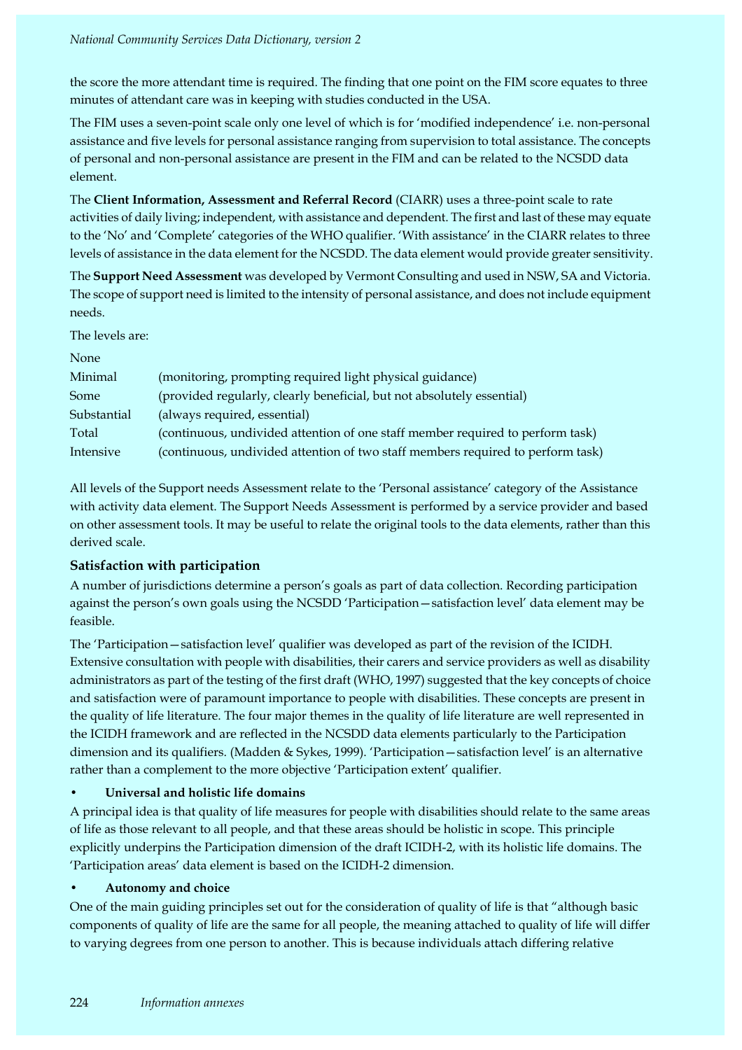the score the more attendant time is required. The finding that one point on the FIM score equates to three minutes of attendant care was in keeping with studies conducted in the USA.

The FIM uses a seven-point scale only one level of which is for 'modified independence' i.e. non-personal assistance and five levels for personal assistance ranging from supervision to total assistance. The concepts of personal and non-personal assistance are present in the FIM and can be related to the NCSDD data element.

The **Client Information, Assessment and Referral Record** (CIARR) uses a three-point scale to rate activities of daily living; independent, with assistance and dependent. The first and last of these may equate to the 'No' and 'Complete' categories of the WHO qualifier. 'With assistance' in the CIARR relates to three levels of assistance in the data element for the NCSDD. The data element would provide greater sensitivity.

The **Support Need Assessment** was developed by Vermont Consulting and used in NSW, SA and Victoria. The scope of support need is limited to the intensity of personal assistance, and does not include equipment needs.

The levels are:

| | |
|---|---|
| None | |
| Minimal | (monitoring, prompting required light physical guidance) |
| Some | (provided regularly, clearly beneficial, but not absolutely essential) |
| Substantial | (always required, essential) |
| Total | (continuous, undivided attention of one staff member required to perform task) |
| Intensive | (continuous, undivided attention of two staff members required to perform task) |

All levels of the Support needs Assessment relate to the 'Personal assistance' category of the Assistance with activity data element. The Support Needs Assessment is performed by a service provider and based on other assessment tools. It may be useful to relate the original tools to the data elements, rather than this derived scale.

### Satisfaction with participation

A number of jurisdictions determine a person's goals as part of data collection. Recording participation against the person's own goals using the NCSDD 'Participation—satisfaction level' data element may be feasible.

The 'Participation—satisfaction level' qualifier was developed as part of the revision of the ICIDH. Extensive consultation with people with disabilities, their carers and service providers as well as disability administrators as part of the testing of the first draft (WHO, 1997) suggested that the key concepts of choice and satisfaction were of paramount importance to people with disabilities. These concepts are present in the quality of life literature. The four major themes in the quality of life literature are well represented in the ICIDH framework and are reflected in the NCSDD data elements particularly to the Participation dimension and its qualifiers. (Madden & Sykes, 1999). 'Participation—satisfaction level' is an alternative rather than a complement to the more objective 'Participation extent' qualifier.

- **Universal and holistic life domains**

A principal idea is that quality of life measures for people with disabilities should relate to the same areas of life as those relevant to all people, and that these areas should be holistic in scope. This principle explicitly underpins the Participation dimension of the draft ICIDH-2, with its holistic life domains. The 'Participation areas' data element is based on the ICIDH-2 dimension.

- **Autonomy and choice**

One of the main guiding principles set out for the consideration of quality of life is that "although basic components of quality of life are the same for all people, the meaning attached to quality of life will differ to varying degrees from one person to another. This is because individuals attach differing relative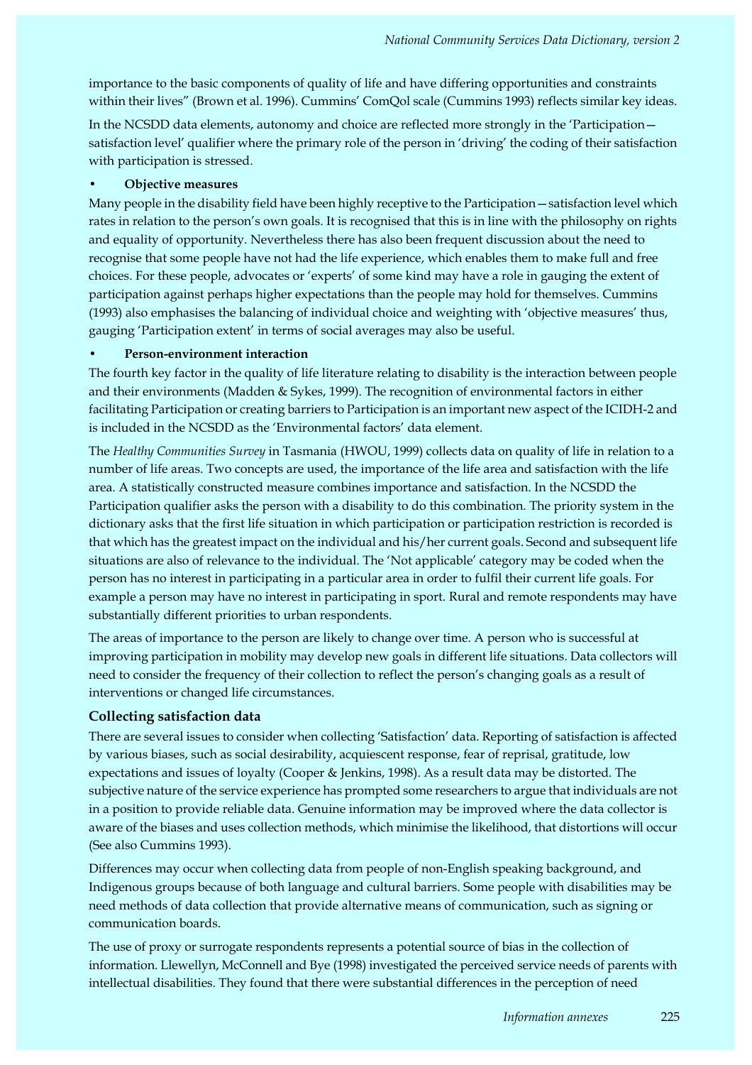importance to the basic components of quality of life and have differing opportunities and constraints within their lives" (Brown et al. 1996). Cummins' ComQol scale (Cummins 1993) reflects similar key ideas.

In the NCSDD data elements, autonomy and choice are reflected more strongly in the 'Participation—satisfaction level' qualifier where the primary role of the person in 'driving' the coding of their satisfaction with participation is stressed.

- **Objective measures**

Many people in the disability field have been highly receptive to the Participation—satisfaction level which rates in relation to the person's own goals. It is recognised that this is in line with the philosophy on rights and equality of opportunity. Nevertheless there has also been frequent discussion about the need to recognise that some people have not had the life experience, which enables them to make full and free choices. For these people, advocates or 'experts' of some kind may have a role in gauging the extent of participation against perhaps higher expectations than the people may hold for themselves. Cummins (1993) also emphasises the balancing of individual choice and weighting with 'objective measures' thus, gauging 'Participation extent' in terms of social averages may also be useful.

- **Person-environment interaction**

The fourth key factor in the quality of life literature relating to disability is the interaction between people and their environments (Madden & Sykes, 1999). The recognition of environmental factors in either facilitating Participation or creating barriers to Participation is an important new aspect of the ICIDH-2 and is included in the NCSDD as the 'Environmental factors' data element.

The *Healthy Communities Survey* in Tasmania (HWOU, 1999) collects data on quality of life in relation to a number of life areas. Two concepts are used, the importance of the life area and satisfaction with the life area. A statistically constructed measure combines importance and satisfaction. In the NCSDD the Participation qualifier asks the person with a disability to do this combination. The priority system in the dictionary asks that the first life situation in which participation or participation restriction is recorded is that which has the greatest impact on the individual and his/her current goals. Second and subsequent life situations are also of relevance to the individual. The 'Not applicable' category may be coded when the person has no interest in participating in a particular area in order to fulfil their current life goals. For example a person may have no interest in participating in sport. Rural and remote respondents may have substantially different priorities to urban respondents.

The areas of importance to the person are likely to change over time. A person who is successful at improving participation in mobility may develop new goals in different life situations. Data collectors will need to consider the frequency of their collection to reflect the person's changing goals as a result of interventions or changed life circumstances.

### Collecting satisfaction data

There are several issues to consider when collecting 'Satisfaction' data. Reporting of satisfaction is affected by various biases, such as social desirability, acquiescent response, fear of reprisal, gratitude, low expectations and issues of loyalty (Cooper & Jenkins, 1998). As a result data may be distorted. The subjective nature of the service experience has prompted some researchers to argue that individuals are not in a position to provide reliable data. Genuine information may be improved where the data collector is aware of the biases and uses collection methods, which minimise the likelihood, that distortions will occur (See also Cummins 1993).

Differences may occur when collecting data from people of non-English speaking background, and Indigenous groups because of both language and cultural barriers. Some people with disabilities may be need methods of data collection that provide alternative means of communication, such as signing or communication boards.

The use of proxy or surrogate respondents represents a potential source of bias in the collection of information. Llewellyn, McConnell and Bye (1998) investigated the perceived service needs of parents with intellectual disabilities. They found that there were substantial differences in the perception of need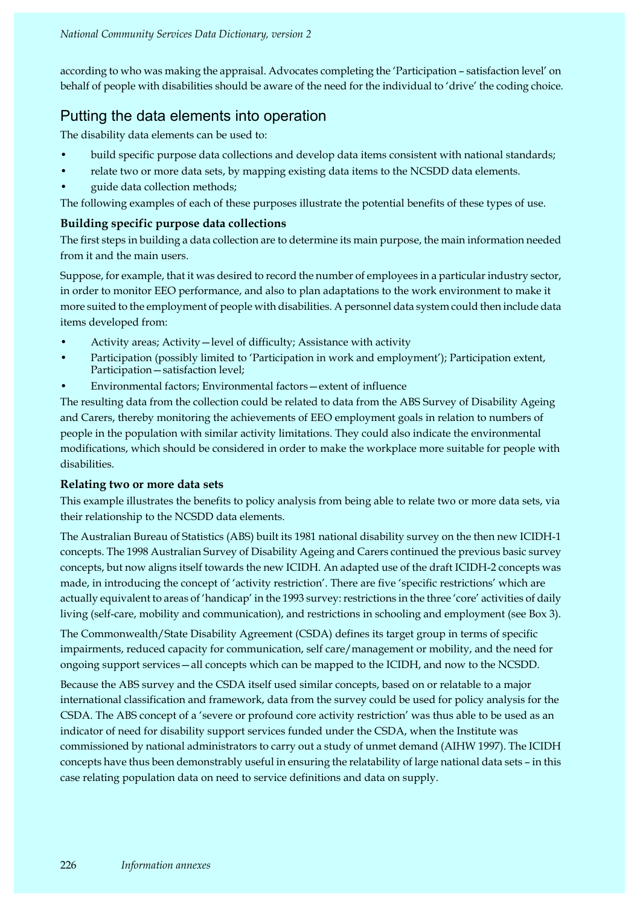according to who was making the appraisal. Advocates completing the 'Participation – satisfaction level' on behalf of people with disabilities should be aware of the need for the individual to 'drive' the coding choice.

## Putting the data elements into operation

The disability data elements can be used to:

- build specific purpose data collections and develop data items consistent with national standards;
- relate two or more data sets, by mapping existing data items to the NCSDD data elements.
- guide data collection methods;

The following examples of each of these purposes illustrate the potential benefits of these types of use.

### Building specific purpose data collections

The first steps in building a data collection are to determine its main purpose, the main information needed from it and the main users.

Suppose, for example, that it was desired to record the number of employees in a particular industry sector, in order to monitor EEO performance, and also to plan adaptations to the work environment to make it more suited to the employment of people with disabilities. A personnel data system could then include data items developed from:

- Activity areas; Activity—level of difficulty; Assistance with activity
- Participation (possibly limited to 'Participation in work and employment'); Participation extent, Participation—satisfaction level;
- Environmental factors; Environmental factors—extent of influence

The resulting data from the collection could be related to data from the ABS Survey of Disability Ageing and Carers, thereby monitoring the achievements of EEO employment goals in relation to numbers of people in the population with similar activity limitations. They could also indicate the environmental modifications, which should be considered in order to make the workplace more suitable for people with disabilities.

### Relating two or more data sets

This example illustrates the benefits to policy analysis from being able to relate two or more data sets, via their relationship to the NCSDD data elements.

The Australian Bureau of Statistics (ABS) built its 1981 national disability survey on the then new ICIDH-1 concepts. The 1998 Australian Survey of Disability Ageing and Carers continued the previous basic survey concepts, but now aligns itself towards the new ICIDH. An adapted use of the draft ICIDH-2 concepts was made, in introducing the concept of 'activity restriction'. There are five 'specific restrictions' which are actually equivalent to areas of 'handicap' in the 1993 survey: restrictions in the three 'core' activities of daily living (self-care, mobility and communication), and restrictions in schooling and employment (see Box 3).

The Commonwealth/State Disability Agreement (CSDA) defines its target group in terms of specific impairments, reduced capacity for communication, self care/management or mobility, and the need for ongoing support services—all concepts which can be mapped to the ICIDH, and now to the NCSDD.

Because the ABS survey and the CSDA itself used similar concepts, based on or relatable to a major international classification and framework, data from the survey could be used for policy analysis for the CSDA. The ABS concept of a 'severe or profound core activity restriction' was thus able to be used as an indicator of need for disability support services funded under the CSDA, when the Institute was commissioned by national administrators to carry out a study of unmet demand (AIHW 1997). The ICIDH concepts have thus been demonstrably useful in ensuring the relatability of large national data sets – in this case relating population data on need to service definitions and data on supply.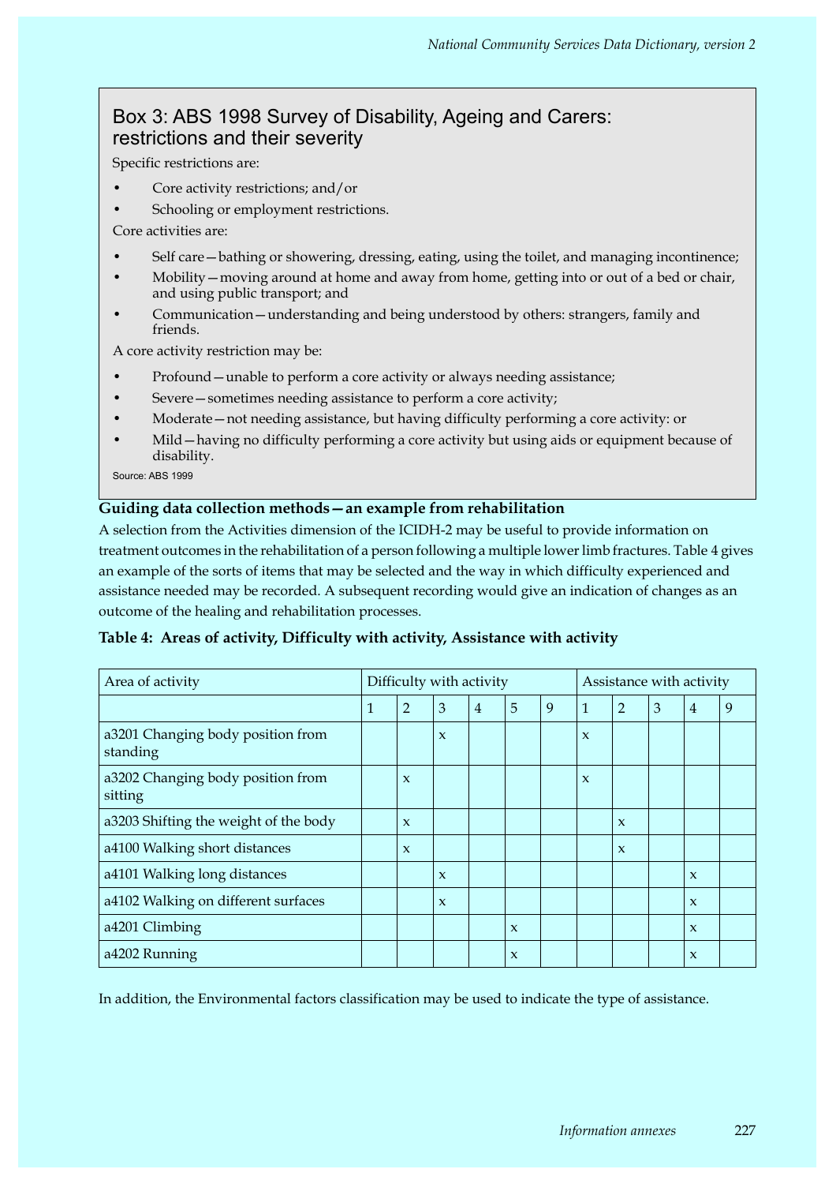## Box 3: ABS 1998 Survey of Disability, Ageing and Carers: restrictions and their severity

Specific restrictions are:

- Core activity restrictions; and/or
- Schooling or employment restrictions.

Core activities are:

- Self care—bathing or showering, dressing, eating, using the toilet, and managing incontinence;
- Mobility—moving around at home and away from home, getting into or out of a bed or chair, and using public transport; and
- Communication—understanding and being understood by others: strangers, family and friends.

A core activity restriction may be:

- Profound—unable to perform a core activity or always needing assistance;
- Severe—sometimes needing assistance to perform a core activity;
- Moderate—not needing assistance, but having difficulty performing a core activity: or
- Mild—having no difficulty performing a core activity but using aids or equipment because of disability.

Source: ABS 1999

**Guiding data collection methods—an example from rehabilitation**

A selection from the Activities dimension of the ICIDH-2 may be useful to provide information on treatment outcomes in the rehabilitation of a person following a multiple lower limb fractures. Table 4 gives an example of the sorts of items that may be selected and the way in which difficulty experienced and assistance needed may be recorded. A subsequent recording would give an indication of changes as an outcome of the healing and rehabilitation processes.

**Table 4: Areas of activity, Difficulty with activity, Assistance with activity**

| Area of activity | Difficulty with activity | | | | | | Assistance with activity | | | | |
|---|---|---|---|---|---|---|---|---|---|---|---|
| | 1 | 2 | 3 | 4 | 5 | 9 | 1 | 2 | 3 | 4 | 9 |
| a3201 Changing body position from standing | | | x | | | | x | | | | |
| a3202 Changing body position from sitting | | x | | | | | x | | | | |
| a3203 Shifting the weight of the body | | x | | | | | | x | | | |
| a4100 Walking short distances | | x | | | | | | x | | | |
| a4101 Walking long distances | | | x | | | | | | | x | |
| a4102 Walking on different surfaces | | | x | | | | | | | x | |
| a4201 Climbing | | | | | x | | | | | x | |
| a4202 Running | | | | | x | | | | | x | |

In addition, the Environmental factors classification may be used to indicate the type of assistance.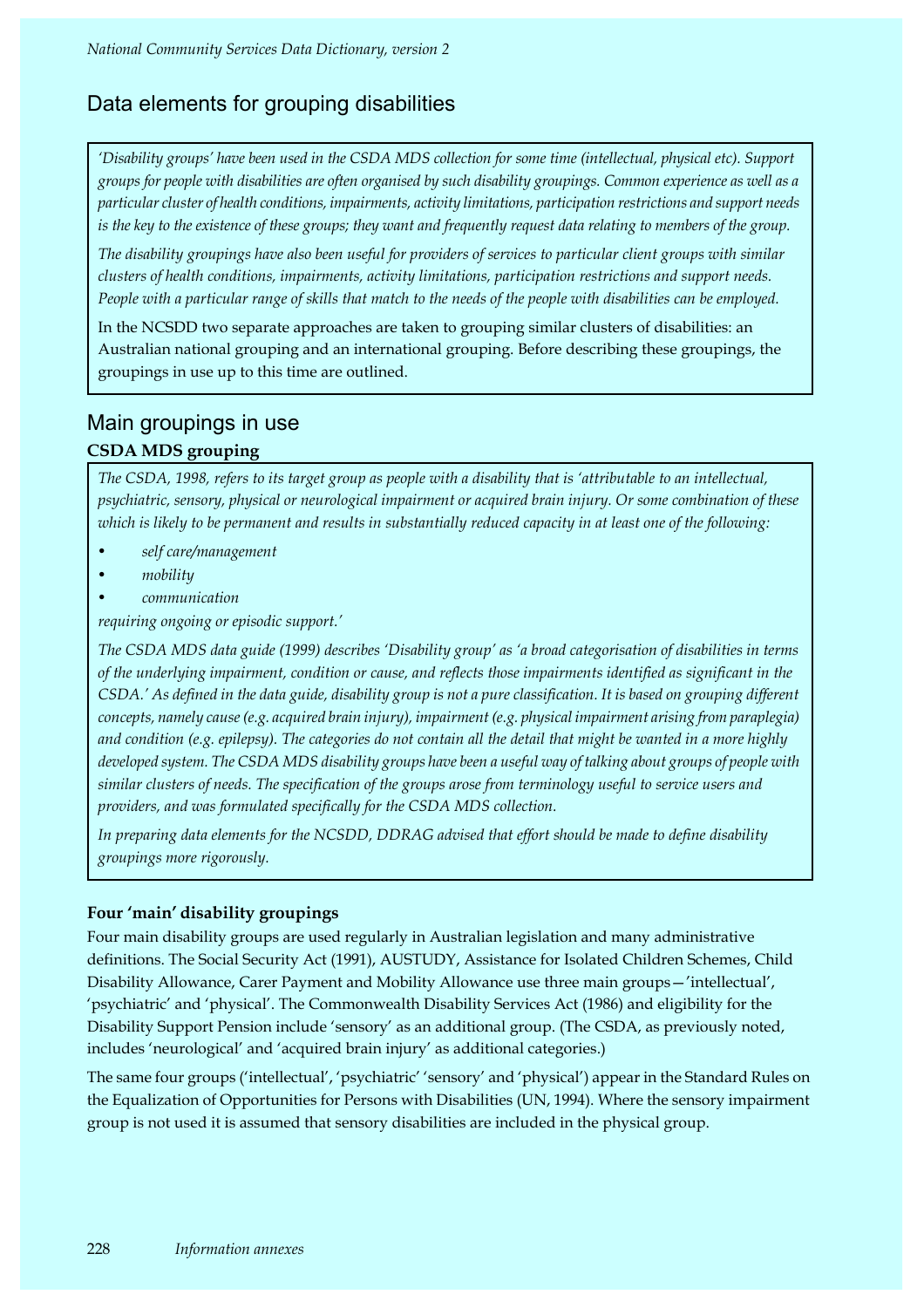## Data elements for grouping disabilities

*'Disability groups' have been used in the CSDA MDS collection for some time (intellectual, physical etc). Support groups for people with disabilities are often organised by such disability groupings. Common experience as well as a particular cluster of health conditions, impairments, activity limitations, participation restrictions and support needs is the key to the existence of these groups; they want and frequently request data relating to members of the group.*

*The disability groupings have also been useful for providers of services to particular client groups with similar clusters of health conditions, impairments, activity limitations, participation restrictions and support needs. People with a particular range of skills that match to the needs of the people with disabilities can be employed.*

In the NCSDD two separate approaches are taken to grouping similar clusters of disabilities: an Australian national grouping and an international grouping. Before describing these groupings, the groupings in use up to this time are outlined.

## Main groupings in use

### CSDA MDS grouping

*The CSDA, 1998, refers to its target group as people with a disability that is 'attributable to an intellectual, psychiatric, sensory, physical or neurological impairment or acquired brain injury. Or some combination of these which is likely to be permanent and results in substantially reduced capacity in at least one of the following:*

- *self care/management*
- *mobility*
- *communication*

*requiring ongoing or episodic support.'*

*The CSDA MDS data guide (1999) describes 'Disability group' as 'a broad categorisation of disabilities in terms of the underlying impairment, condition or cause, and reflects those impairments identified as significant in the CSDA.' As defined in the data guide, disability group is not a pure classification. It is based on grouping different concepts, namely cause (e.g. acquired brain injury), impairment (e.g. physical impairment arising from paraplegia) and condition (e.g. epilepsy). The categories do not contain all the detail that might be wanted in a more highly developed system. The CSDA MDS disability groups have been a useful way of talking about groups of people with similar clusters of needs. The specification of the groups arose from terminology useful to service users and providers, and was formulated specifically for the CSDA MDS collection.*

*In preparing data elements for the NCSDD, DDRAG advised that effort should be made to define disability groupings more rigorously.*

### Four 'main' disability groupings

Four main disability groups are used regularly in Australian legislation and many administrative definitions. The Social Security Act (1991), AUSTUDY, Assistance for Isolated Children Schemes, Child Disability Allowance, Carer Payment and Mobility Allowance use three main groups—'intellectual', 'psychiatric' and 'physical'. The Commonwealth Disability Services Act (1986) and eligibility for the Disability Support Pension include 'sensory' as an additional group. (The CSDA, as previously noted, includes 'neurological' and 'acquired brain injury' as additional categories.)

The same four groups ('intellectual', 'psychiatric' 'sensory' and 'physical') appear in the Standard Rules on the Equalization of Opportunities for Persons with Disabilities (UN, 1994). Where the sensory impairment group is not used it is assumed that sensory disabilities are included in the physical group.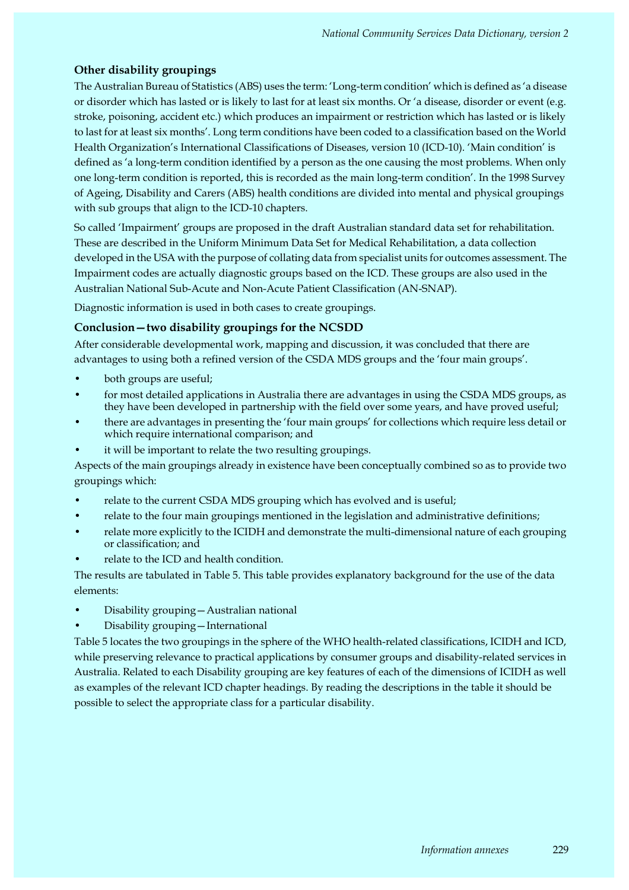### Other disability groupings

The Australian Bureau of Statistics (ABS) uses the term: 'Long-term condition' which is defined as 'a disease or disorder which has lasted or is likely to last for at least six months. Or 'a disease, disorder or event (e.g. stroke, poisoning, accident etc.) which produces an impairment or restriction which has lasted or is likely to last for at least six months'. Long term conditions have been coded to a classification based on the World Health Organization's International Classifications of Diseases, version 10 (ICD-10). 'Main condition' is defined as 'a long-term condition identified by a person as the one causing the most problems. When only one long-term condition is reported, this is recorded as the main long-term condition'. In the 1998 Survey of Ageing, Disability and Carers (ABS) health conditions are divided into mental and physical groupings with sub groups that align to the ICD-10 chapters.

So called 'Impairment' groups are proposed in the draft Australian standard data set for rehabilitation. These are described in the Uniform Minimum Data Set for Medical Rehabilitation, a data collection developed in the USA with the purpose of collating data from specialist units for outcomes assessment. The Impairment codes are actually diagnostic groups based on the ICD. These groups are also used in the Australian National Sub-Acute and Non-Acute Patient Classification (AN-SNAP).

Diagnostic information is used in both cases to create groupings.

### Conclusion—two disability groupings for the NCSDD

After considerable developmental work, mapping and discussion, it was concluded that there are advantages to using both a refined version of the CSDA MDS groups and the 'four main groups'.

- both groups are useful;
- for most detailed applications in Australia there are advantages in using the CSDA MDS groups, as they have been developed in partnership with the field over some years, and have proved useful;
- there are advantages in presenting the 'four main groups' for collections which require less detail or which require international comparison; and
- it will be important to relate the two resulting groupings.

Aspects of the main groupings already in existence have been conceptually combined so as to provide two groupings which:

- relate to the current CSDA MDS grouping which has evolved and is useful;
- relate to the four main groupings mentioned in the legislation and administrative definitions;
- relate more explicitly to the ICIDH and demonstrate the multi-dimensional nature of each grouping or classification; and
- relate to the ICD and health condition.

The results are tabulated in Table 5. This table provides explanatory background for the use of the data elements:

- Disability grouping—Australian national
- Disability grouping—International

Table 5 locates the two groupings in the sphere of the WHO health-related classifications, ICIDH and ICD, while preserving relevance to practical applications by consumer groups and disability-related services in Australia. Related to each Disability grouping are key features of each of the dimensions of ICIDH as well as examples of the relevant ICD chapter headings. By reading the descriptions in the table it should be possible to select the appropriate class for a particular disability.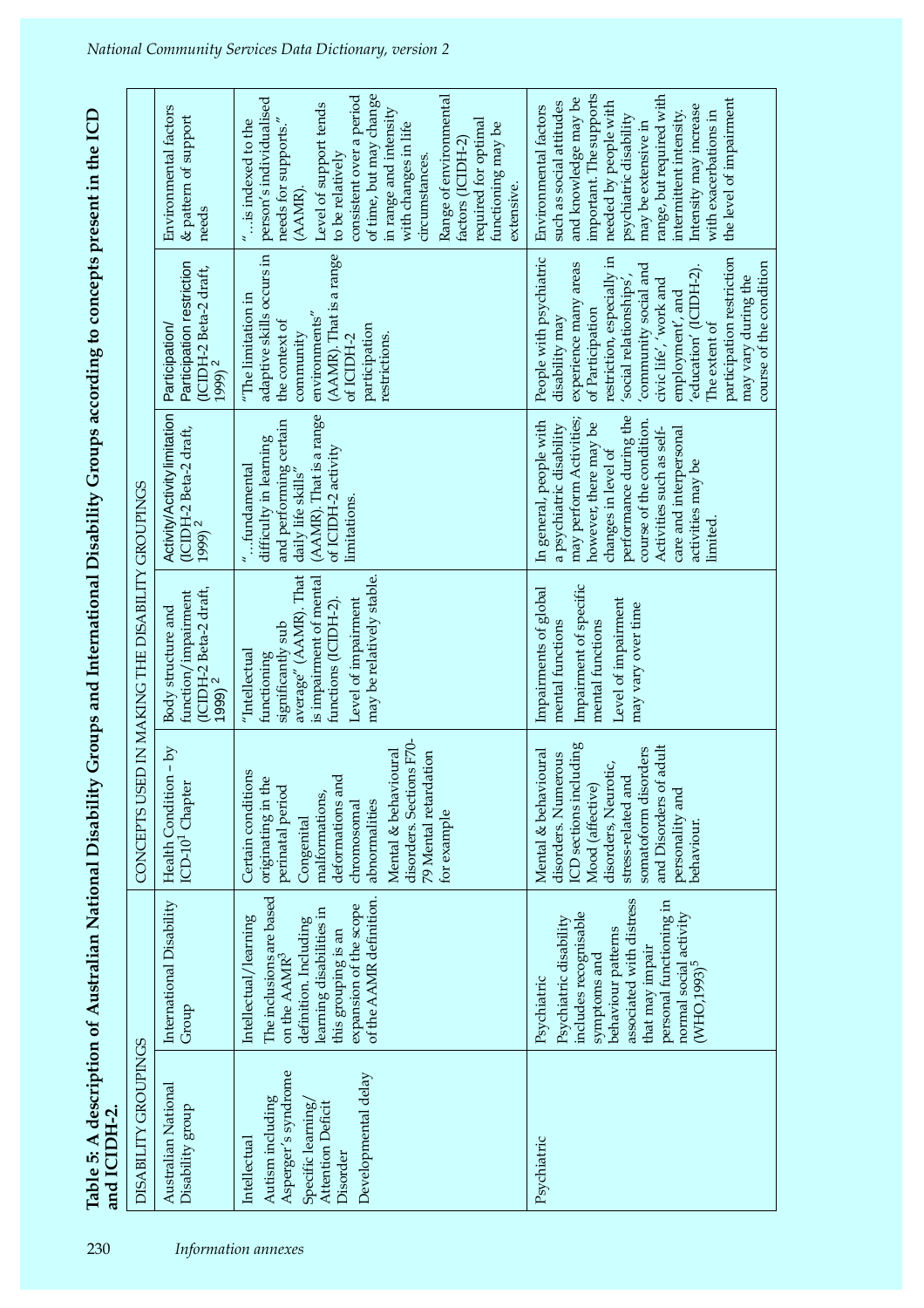**Table 5: A description of Australian National Disability Groups and International Disability Groups according to concepts present in the ICD and ICIDH-2.**

| DISABILITY GROUPINGS | | CONCEPTS USED IN MAKING THE DISABILITY GROUPINGS | | | | |
|---|---|---|---|---|---|---|
| Australian National Disability group | International Disability Group | Health Condition – by ICD-10[1] Chapter | Body structure and function/impairment (ICIDH-2 Beta-2 draft, 1999)[2] | Activity/Activity limitation (ICIDH-2 Beta-2 draft, 1999)[2] | Participation/ Participation restriction (ICIDH-2 Beta-2 draft, 1999)[2] | Environmental factors & pattern of support needs |
| Intellectual<br>Autism including Asperger's syndrome<br>Specific learning/ Attention Deficit Disorder<br>Developmental delay | Intellectual/learning<br>The inclusions are based on the AAMR[3] definition. Including learning disabilities in this grouping is an expansion of the scope of the AAMR definition. | Certain conditions originating in the perinatal period<br>Congenital malformations, deformations and chromosomal abnormalities<br>Mental & behavioural disorders. Sections F70-79 Mental retardation for example | "Intellectual functioning significantly sub average" (AAMR). That is impairment of mental functions (ICIDH-2).<br>Level of impairment may be relatively stable. | "…fundamental difficulty in learning and performing certain daily life skills" (AAMR). That is a range of ICIDH-2 activity limitations. | "The limitation in adaptive skills occurs in the context of community environments" (AAMR). That is a range of ICIDH-2 participation restrictions. | "…is indexed to the person's individualised needs for supports." (AAMR).<br>Level of support tends to be relatively consistent over a period of time, but may change in range and intensity with changes in life circumstances.<br>Range of environmental factors (ICIDH-2) required for optimal functioning may be extensive. |
| Psychiatric | Psychiatric<br>Psychiatric disability includes recognisable symptoms and behaviour patterns associated with distress that may impair personal functioning in normal social activity (WHO,1993)[5] | Mental & behavioural disorders. Numerous ICD sections including Mood (affective) disorders, Neurotic, stress-related and somatoform disorders and Disorders of adult personality and behaviour. | Impairments of global mental functions<br>Impairment of specific mental functions<br>Level of impairment may vary over time | In general, people with a psychiatric disability may perform Activities; however, there may be changes in level of performance during the course of the condition. Activities such as self-care and interpersonal activities may be limited. | People with psychiatric disability may experience many areas of Participation restriction, especially in 'social relationships', 'community social and civic life', 'work and employment', and 'education' (ICIDH-2). The extent of participation restriction may vary during the course of the condition | Environmental factors such as social attitudes and knowledge may be important. The supports needed by people with psychiatric disability may be extensive in range, but required with intermittent intensity. Intensity may increase with exacerbations in the level of impairment |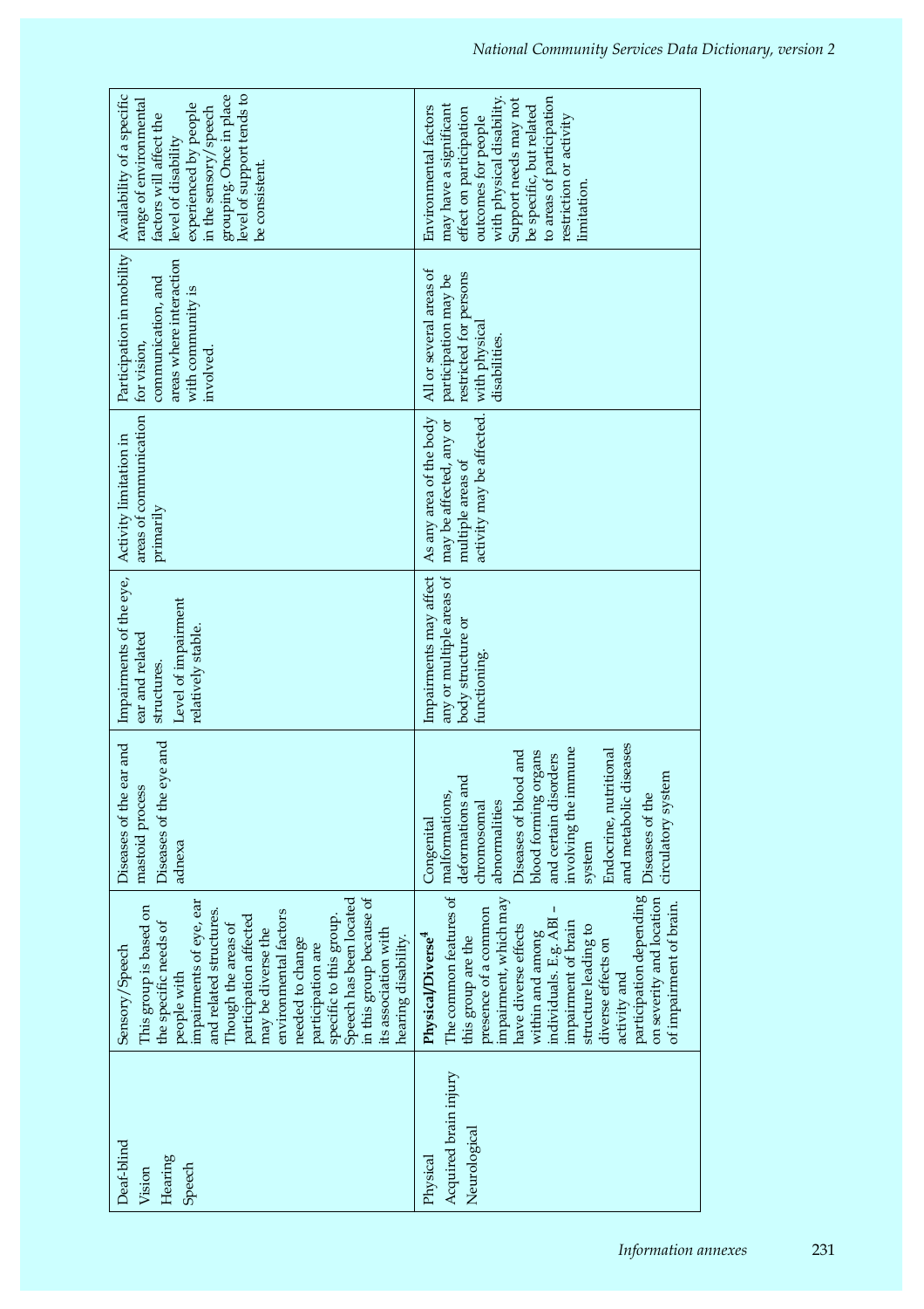| | | | | | | |
|---|---|---|---|---|---|---|
| Deaf-blind<br>Vision<br>Hearing<br>Speech | Sensory/Speech<br>This group is based on the specific needs of people with impairments of eye, ear and related structures. Though the areas of participation affected may be diverse the environmental factors needed to change participation are specific to this group. Speech has been located in this group because of its association with hearing disability. | Diseases of the ear and mastoid process<br>Diseases of the eye and adnexa | Impairments of the eye, ear and related structures.<br>Level of impairment relatively stable. | Activity limitation in areas of communication primarily | Participation in mobility for vision, communication, and areas where interaction with community is involved. | Availability of a specific range of environmental factors will affect the level of disability experienced by people in the sensory/speech grouping. Once in place level of support tends to be consistent. |
| Physical<br>Acquired brain injury<br>Neurological | **Physical/Diverse**[4]<br>The common features of this group are the presence of a common impairment, which may have diverse effects within and among individuals. E.g. ABI – impairment of brain structure leading to diverse effects on activity and participation depending on severity and location of impairment of brain. | Congenital malformations, deformations and chromosomal abnormalities<br>Diseases of blood and blood forming organs and certain disorders involving the immune system<br>Endocrine, nutritional and metabolic diseases<br>Diseases of the circulatory system | Impairments may affect any or multiple areas of body structure or functioning. | As any area of the body may be affected, any or multiple areas of activity may be affected. | All or several areas of participation may be restricted for persons with physical disabilities. | Environmental factors may have a significant effect on participation outcomes for people with physical disability. Support needs may not be specific, but related to areas of participation restriction or activity limitation. |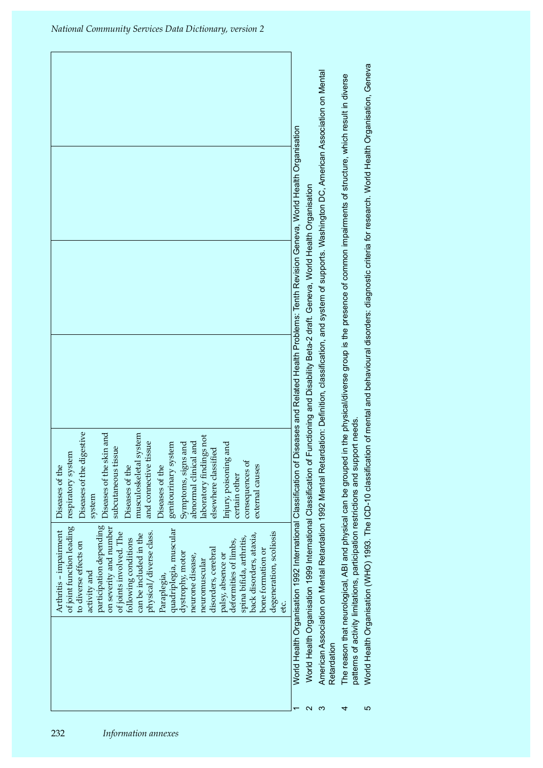| | | | | | |
|---|---|---|---|---|---|
| | Arthritis – impairment of joint function leading to diverse effects on activity and participation depending on severity and number of joints involved. The following conditions can be included in the physical/diverse class. Paraplegia, quadriplegia, muscular dystrophy, motor neurone disease, neuromuscular disorders, cerebral palsy, absence or deformities of limbs, spina bifida, arthritis, back disorders, ataxia, bone formation or degeneration, scoliosis etc. | Diseases of the respiratory system<br>Diseases of the digestive system<br>Diseases of the skin and subcutaneous tissue<br>Diseases of the musculoskeletal system and connective tissue<br>Diseases of the genitourinary system<br>Symptoms, signs and abnormal clinical and laboratory findings not elsewhere classified<br>Injury, poisoning and certain other consequences of external causes | | | |

1 World Health Organisation 1992 International Classification of Diseases and Related Health Problems: Tenth Revision Geneva, World Health Organisation

2 World Health Organisation 1999 International Classification of Functioning and Disability Beta-2 draft. Geneva, World Health Organisation

3 American Association on Mental Retardation 1992 Mental Retardation: Definition, classification, and system of supports. Washington DC, American Association on Mental Retardation

4 The reason that neurological, ABI and physical can be grouped in the physical/diverse group is the presence of common impairments of structure, which result in diverse patterns of activity limitations, participation restrictions and support needs.

5 World Health Organisation (WHO) 1993. The ICD-10 classification of mental and behavioural disorders: diagnostic criteria for research. World Health Organisation, Geneva